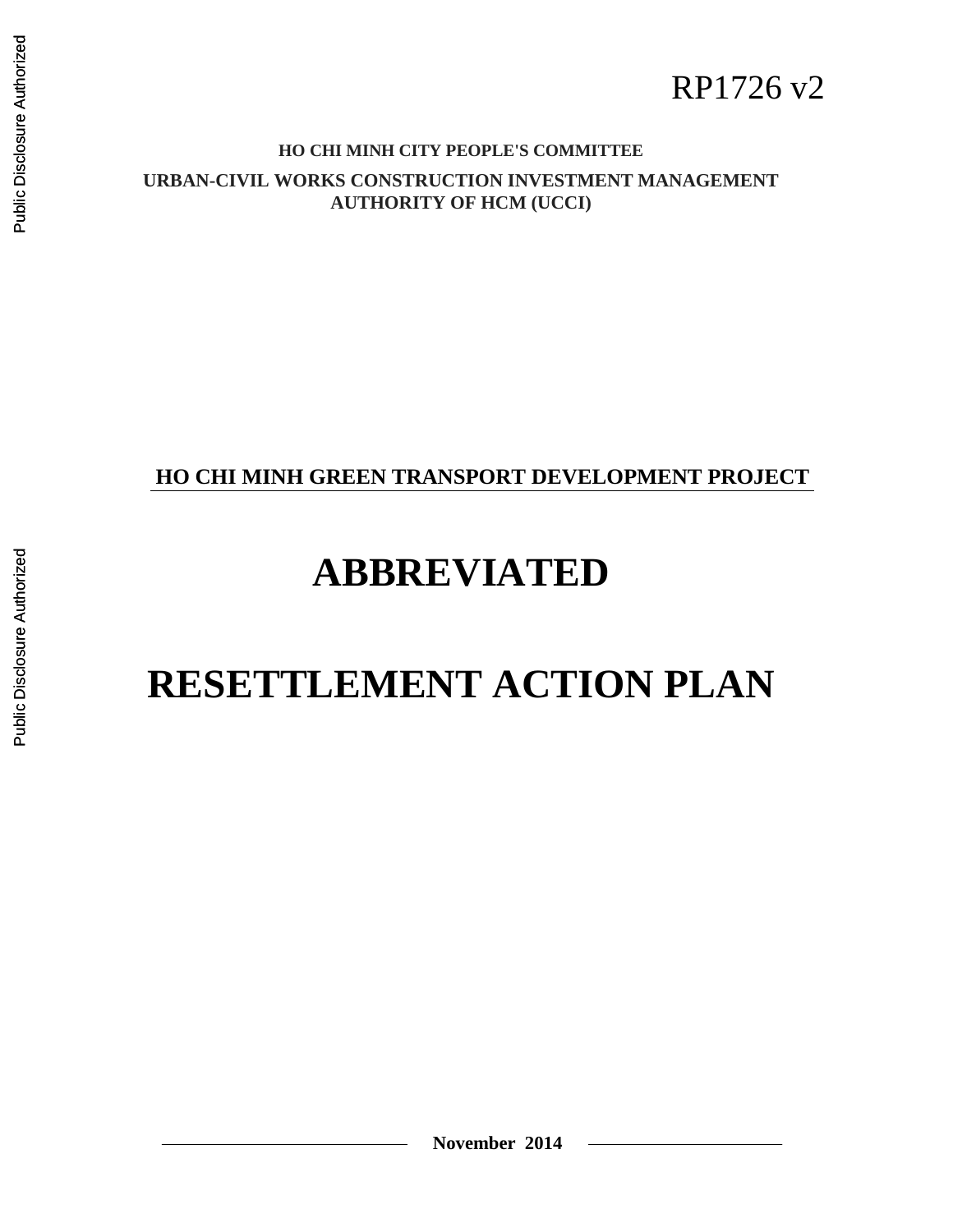RP1726 v2

**HO CHI MINH CITY PEOPLE'S COMMITTEE**

**URBAN-CIVIL WORKS CONSTRUCTION INVESTMENT MANAGEMENT AUTHORITY OF HCM (UCCI)**

**HO CHI MINH GREEN TRANSPORT DEVELOPMENT PROJECT**

# ABBREVIATED

# RESETTLEMENT ACTION PLAN

**November 2014**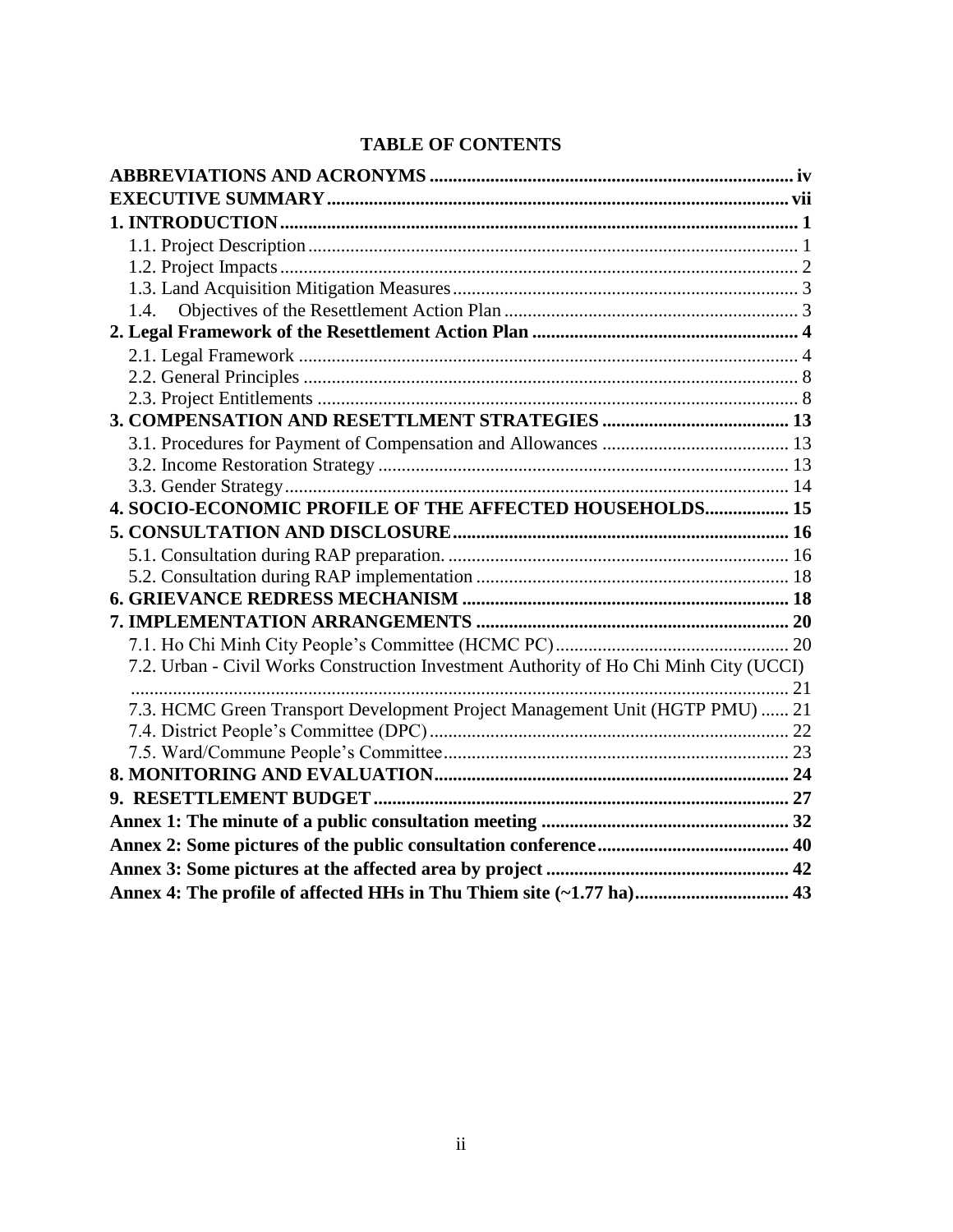# TABLE OF CONTENTS

**ABBREVIATIONS AND ACRONYMS** ..... iv

**EXECUTIVE SUMMARY** ..... vii

**1. INTRODUCTION** ..... 1

- 1.1. Project Description ..... 1
- 1.2. Project Impacts ..... 2
- 1.3. Land Acquisition Mitigation Measures ..... 3
- 1.4. Objectives of the Resettlement Action Plan ..... 3

**2. Legal Framework of the Resettlement Action Plan** ..... 4

- 2.1. Legal Framework ..... 4
- 2.2. General Principles ..... 8
- 2.3. Project Entitlements ..... 8

**3. COMPENSATION AND RESETTLMENT STRATEGIES** ..... 13

- 3.1. Procedures for Payment of Compensation and Allowances ..... 13
- 3.2. Income Restoration Strategy ..... 13
- 3.3. Gender Strategy ..... 14

**4. SOCIO-ECONOMIC PROFILE OF THE AFFECTED HOUSEHOLDS** ..... 15

**5. CONSULTATION AND DISCLOSURE** ..... 16

- 5.1. Consultation during RAP preparation. ..... 16
- 5.2. Consultation during RAP implementation ..... 18

**6. GRIEVANCE REDRESS MECHANISM** ..... 18

**7. IMPLEMENTATION ARRANGEMENTS** ..... 20

- 7.1. Ho Chi Minh City People's Committee (HCMC PC) ..... 20
- 7.2. Urban - Civil Works Construction Investment Authority of Ho Chi Minh City (UCCI) ..... 21
- 7.3. HCMC Green Transport Development Project Management Unit (HGTP PMU) ..... 21
- 7.4. District People's Committee (DPC) ..... 22
- 7.5. Ward/Commune People's Committee ..... 23

**8. MONITORING AND EVALUATION** ..... 24

**9. RESETTLEMENT BUDGET** ..... 27

**Annex 1: The minute of a public consultation meeting** ..... 32

**Annex 2: Some pictures of the public consultation conference** ..... 40

**Annex 3: Some pictures at the affected area by project** ..... 42

**Annex 4: The profile of affected HHs in Thu Thiem site (~1.77 ha)** ..... 43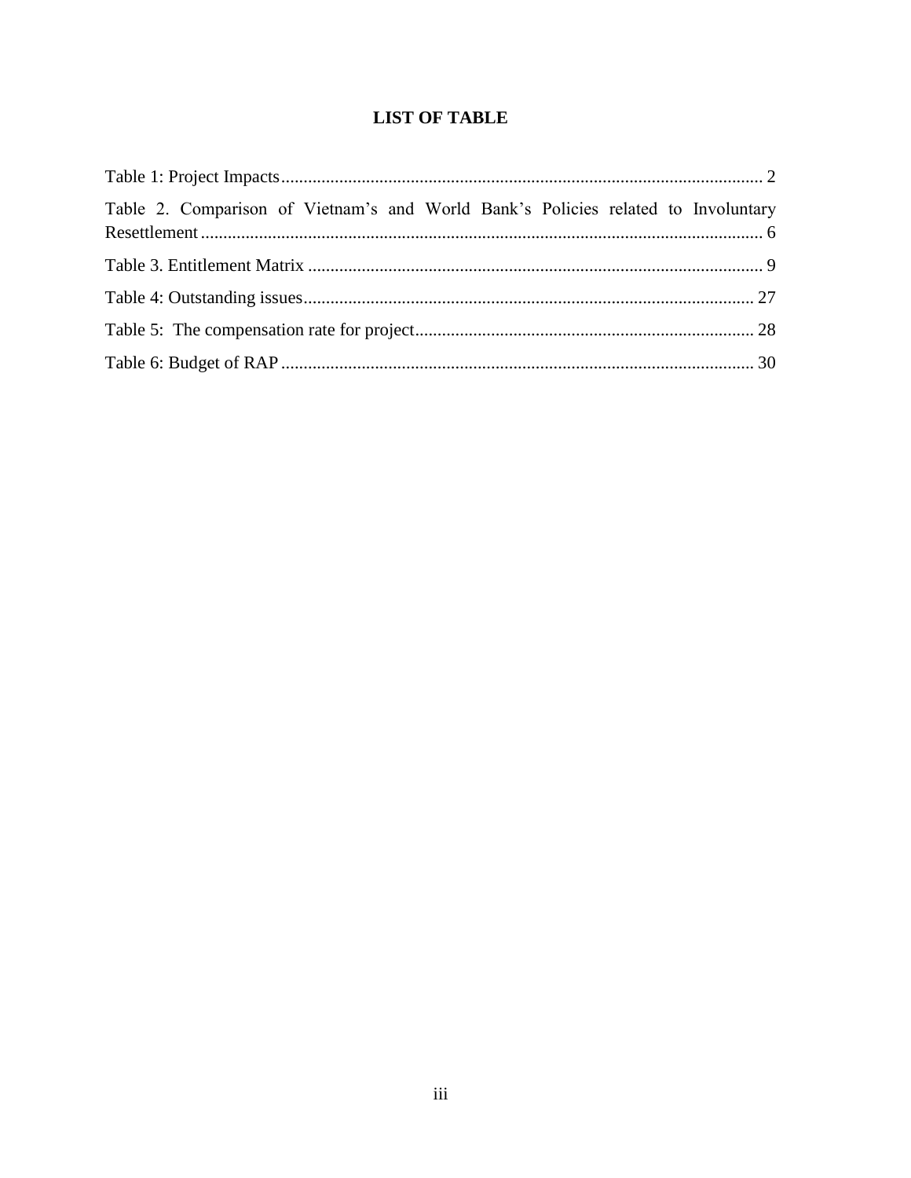# LIST OF TABLE

Table 1: Project Impacts ........................................................................................................ 2

Table 2. Comparison of Vietnam's and World Bank's Policies related to Involuntary Resettlement ........................................................................................................ 6

Table 3. Entitlement Matrix ........................................................................................................ 9

Table 4: Outstanding issues ........................................................................................................ 27

Table 5: The compensation rate for project ........................................................................................................ 28

Table 6: Budget of RAP ........................................................................................................ 30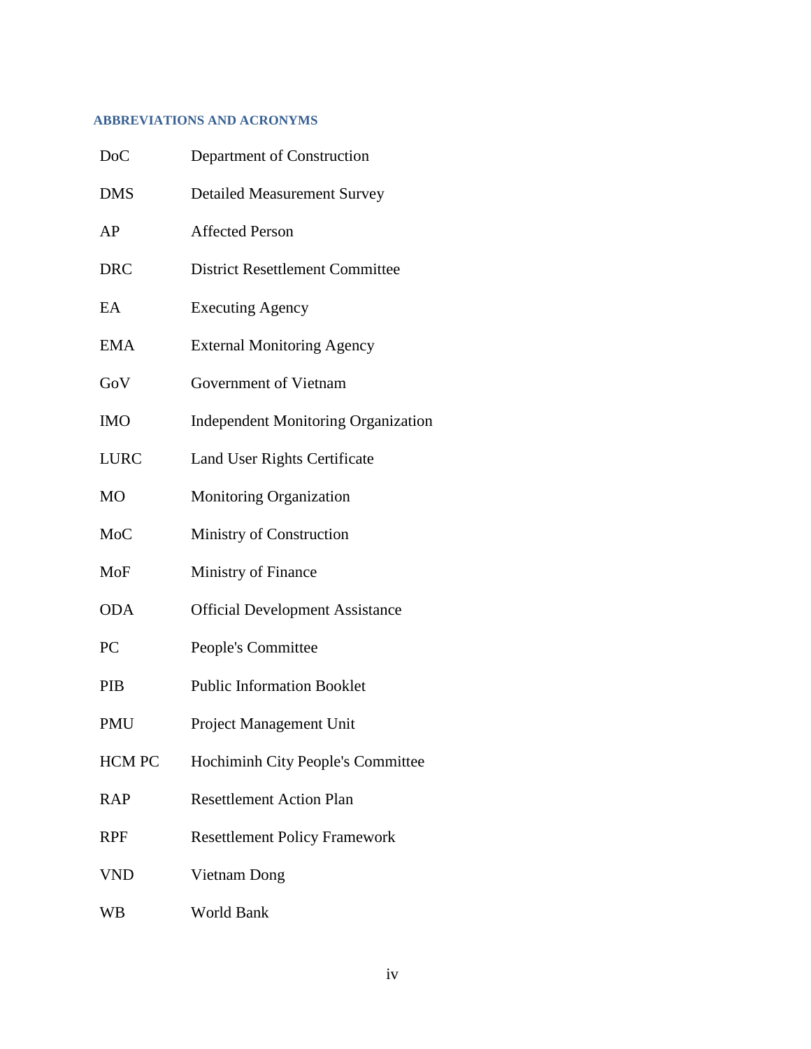## ABBREVIATIONS AND ACRONYMS

| | |
|---|---|
| DoC | Department of Construction |
| DMS | Detailed Measurement Survey |
| AP | Affected Person |
| DRC | District Resettlement Committee |
| EA | Executing Agency |
| EMA | External Monitoring Agency |
| GoV | Government of Vietnam |
| IMO | Independent Monitoring Organization |
| LURC | Land User Rights Certificate |
| MO | Monitoring Organization |
| MoC | Ministry of Construction |
| MoF | Ministry of Finance |
| ODA | Official Development Assistance |
| PC | People's Committee |
| PIB | Public Information Booklet |
| PMU | Project Management Unit |
| HCM PC | Hochiminh City People's Committee |
| RAP | Resettlement Action Plan |
| RPF | Resettlement Policy Framework |
| VND | Vietnam Dong |
| WB | World Bank |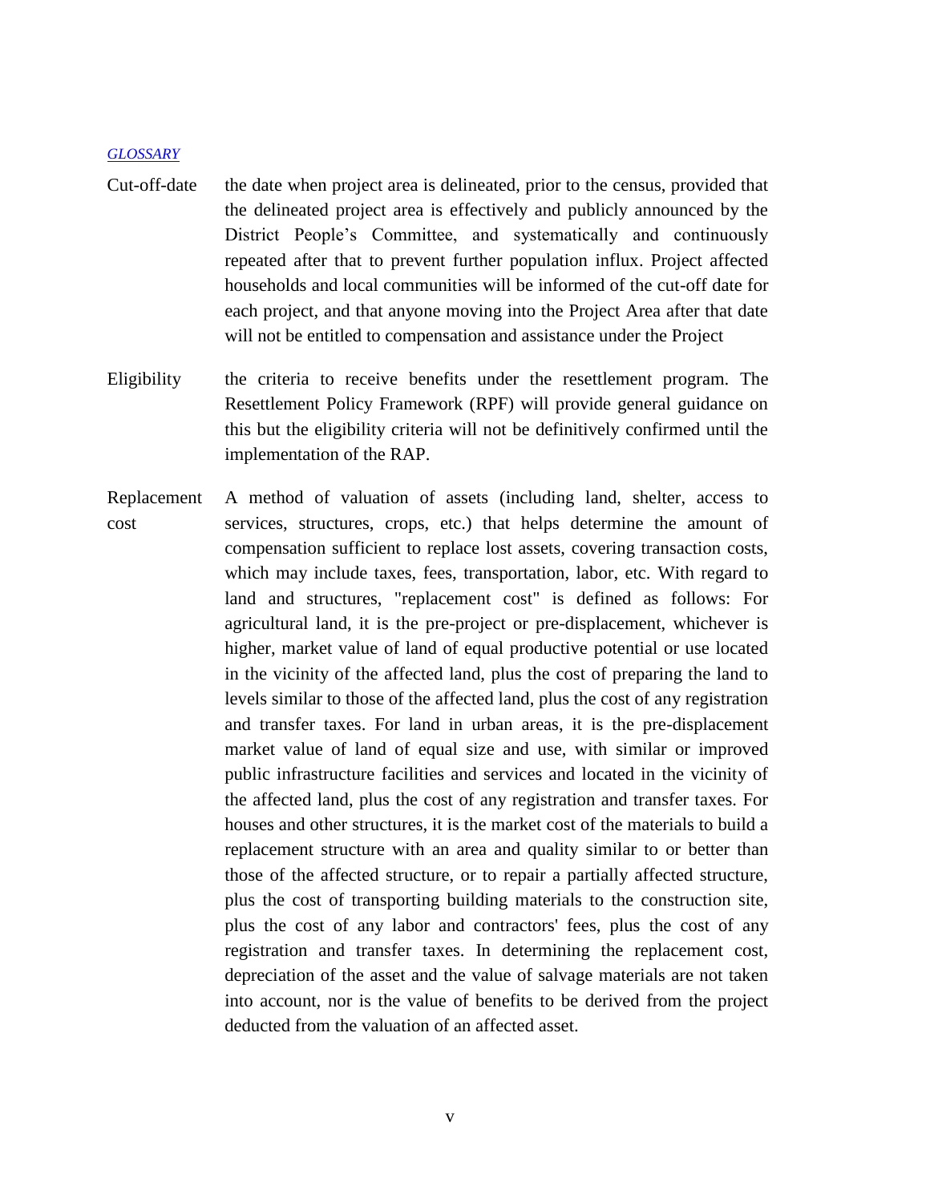*GLOSSARY*

**Cut-off-date**: the date when project area is delineated, prior to the census, provided that the delineated project area is effectively and publicly announced by the District People's Committee, and systematically and continuously repeated after that to prevent further population influx. Project affected households and local communities will be informed of the cut-off date for each project, and that anyone moving into the Project Area after that date will not be entitled to compensation and assistance under the Project

**Eligibility**: the criteria to receive benefits under the resettlement program. The Resettlement Policy Framework (RPF) will provide general guidance on this but the eligibility criteria will not be definitively confirmed until the implementation of the RAP.

**Replacement cost**: A method of valuation of assets (including land, shelter, access to services, structures, crops, etc.) that helps determine the amount of compensation sufficient to replace lost assets, covering transaction costs, which may include taxes, fees, transportation, labor, etc. With regard to land and structures, "replacement cost" is defined as follows: For agricultural land, it is the pre-project or pre-displacement, whichever is higher, market value of land of equal productive potential or use located in the vicinity of the affected land, plus the cost of preparing the land to levels similar to those of the affected land, plus the cost of any registration and transfer taxes. For land in urban areas, it is the pre-displacement market value of land of equal size and use, with similar or improved public infrastructure facilities and services and located in the vicinity of the affected land, plus the cost of any registration and transfer taxes. For houses and other structures, it is the market cost of the materials to build a replacement structure with an area and quality similar to or better than those of the affected structure, or to repair a partially affected structure, plus the cost of transporting building materials to the construction site, plus the cost of any labor and contractors' fees, plus the cost of any registration and transfer taxes. In determining the replacement cost, depreciation of the asset and the value of salvage materials are not taken into account, nor is the value of benefits to be derived from the project deducted from the valuation of an affected asset.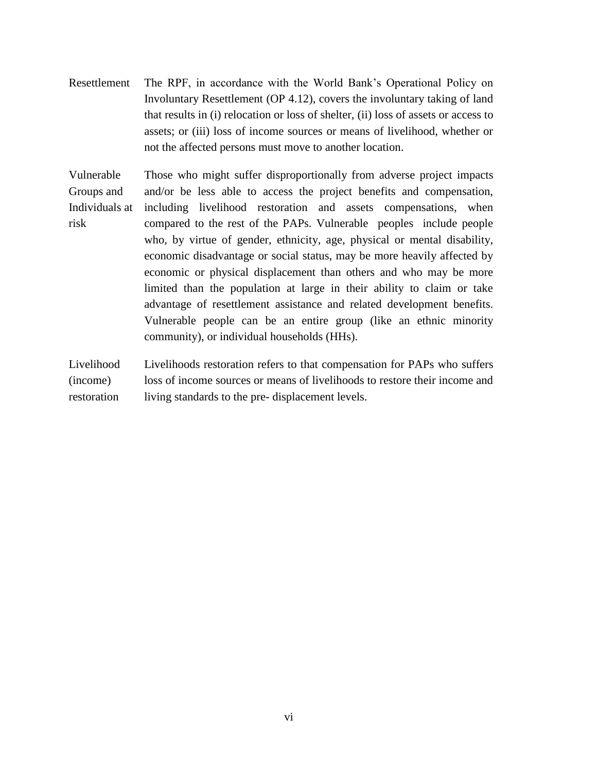| | |
|---|---|
| Resettlement | The RPF, in accordance with the World Bank's Operational Policy on Involuntary Resettlement (OP 4.12), covers the involuntary taking of land that results in (i) relocation or loss of shelter, (ii) loss of assets or access to assets; or (iii) loss of income sources or means of livelihood, whether or not the affected persons must move to another location. |
| Vulnerable Groups and Individuals at risk | Those who might suffer disproportionally from adverse project impacts and/or be less able to access the project benefits and compensation, including livelihood restoration and assets compensations, when compared to the rest of the PAPs. Vulnerable peoples include people who, by virtue of gender, ethnicity, age, physical or mental disability, economic disadvantage or social status, may be more heavily affected by economic or physical displacement than others and who may be more limited than the population at large in their ability to claim or take advantage of resettlement assistance and related development benefits. Vulnerable people can be an entire group (like an ethnic minority community), or individual households (HHs). |
| Livelihood (income) restoration | Livelihoods restoration refers to that compensation for PAPs who suffers loss of income sources or means of livelihoods to restore their income and living standards to the pre- displacement levels. |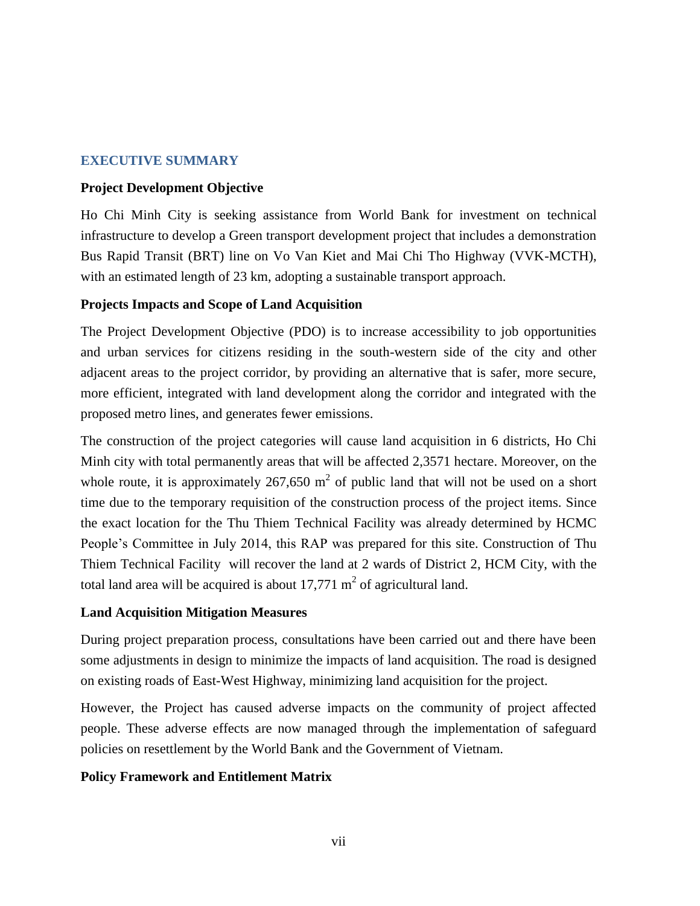## EXECUTIVE SUMMARY

### Project Development Objective

Ho Chi Minh City is seeking assistance from World Bank for investment on technical infrastructure to develop a Green transport development project that includes a demonstration Bus Rapid Transit (BRT) line on Vo Van Kiet and Mai Chi Tho Highway (VVK-MCTH), with an estimated length of 23 km, adopting a sustainable transport approach.

### Projects Impacts and Scope of Land Acquisition

The Project Development Objective (PDO) is to increase accessibility to job opportunities and urban services for citizens residing in the south-western side of the city and other adjacent areas to the project corridor, by providing an alternative that is safer, more secure, more efficient, integrated with land development along the corridor and integrated with the proposed metro lines, and generates fewer emissions.

The construction of the project categories will cause land acquisition in 6 districts, Ho Chi Minh city with total permanently areas that will be affected 2,3571 hectare. Moreover, on the whole route, it is approximately 267,650 $m^2$ of public land that will not be used on a short time due to the temporary requisition of the construction process of the project items. Since the exact location for the Thu Thiem Technical Facility was already determined by HCMC People's Committee in July 2014, this RAP was prepared for this site. Construction of Thu Thiem Technical Facility will recover the land at 2 wards of District 2, HCM City, with the total land area will be acquired is about 17,771 $m^2$ of agricultural land.

### Land Acquisition Mitigation Measures

During project preparation process, consultations have been carried out and there have been some adjustments in design to minimize the impacts of land acquisition. The road is designed on existing roads of East-West Highway, minimizing land acquisition for the project.

However, the Project has caused adverse impacts on the community of project affected people. These adverse effects are now managed through the implementation of safeguard policies on resettlement by the World Bank and the Government of Vietnam.

### Policy Framework and Entitlement Matrix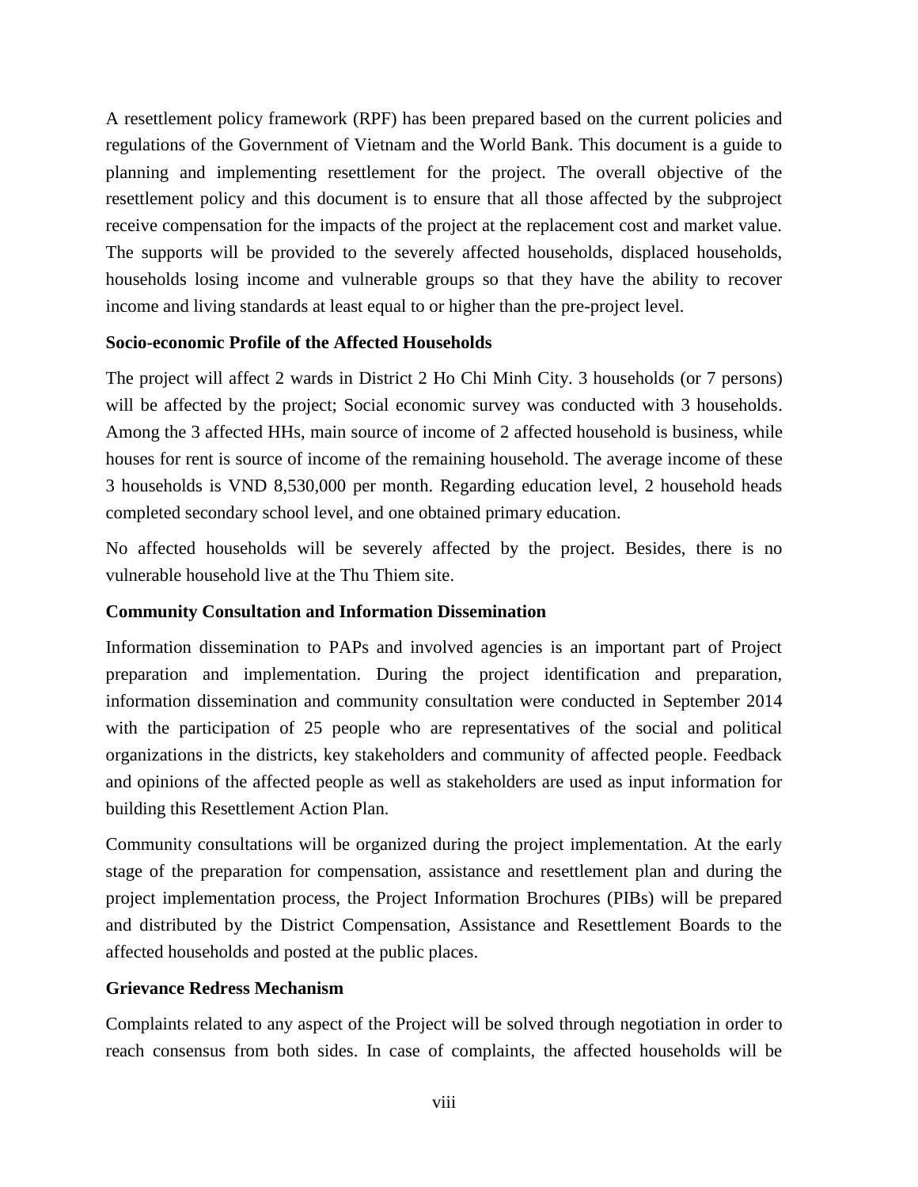A resettlement policy framework (RPF) has been prepared based on the current policies and regulations of the Government of Vietnam and the World Bank. This document is a guide to planning and implementing resettlement for the project. The overall objective of the resettlement policy and this document is to ensure that all those affected by the subproject receive compensation for the impacts of the project at the replacement cost and market value. The supports will be provided to the severely affected households, displaced households, households losing income and vulnerable groups so that they have the ability to recover income and living standards at least equal to or higher than the pre-project level.

**Socio-economic Profile of the Affected Households**

The project will affect 2 wards in District 2 Ho Chi Minh City. 3 households (or 7 persons) will be affected by the project; Social economic survey was conducted with 3 households. Among the 3 affected HHs, main source of income of 2 affected household is business, while houses for rent is source of income of the remaining household. The average income of these 3 households is VND 8,530,000 per month. Regarding education level, 2 household heads completed secondary school level, and one obtained primary education.

No affected households will be severely affected by the project. Besides, there is no vulnerable household live at the Thu Thiem site.

**Community Consultation and Information Dissemination**

Information dissemination to PAPs and involved agencies is an important part of Project preparation and implementation. During the project identification and preparation, information dissemination and community consultation were conducted in September 2014 with the participation of 25 people who are representatives of the social and political organizations in the districts, key stakeholders and community of affected people. Feedback and opinions of the affected people as well as stakeholders are used as input information for building this Resettlement Action Plan.

Community consultations will be organized during the project implementation. At the early stage of the preparation for compensation, assistance and resettlement plan and during the project implementation process, the Project Information Brochures (PIBs) will be prepared and distributed by the District Compensation, Assistance and Resettlement Boards to the affected households and posted at the public places.

**Grievance Redress Mechanism**

Complaints related to any aspect of the Project will be solved through negotiation in order to reach consensus from both sides. In case of complaints, the affected households will be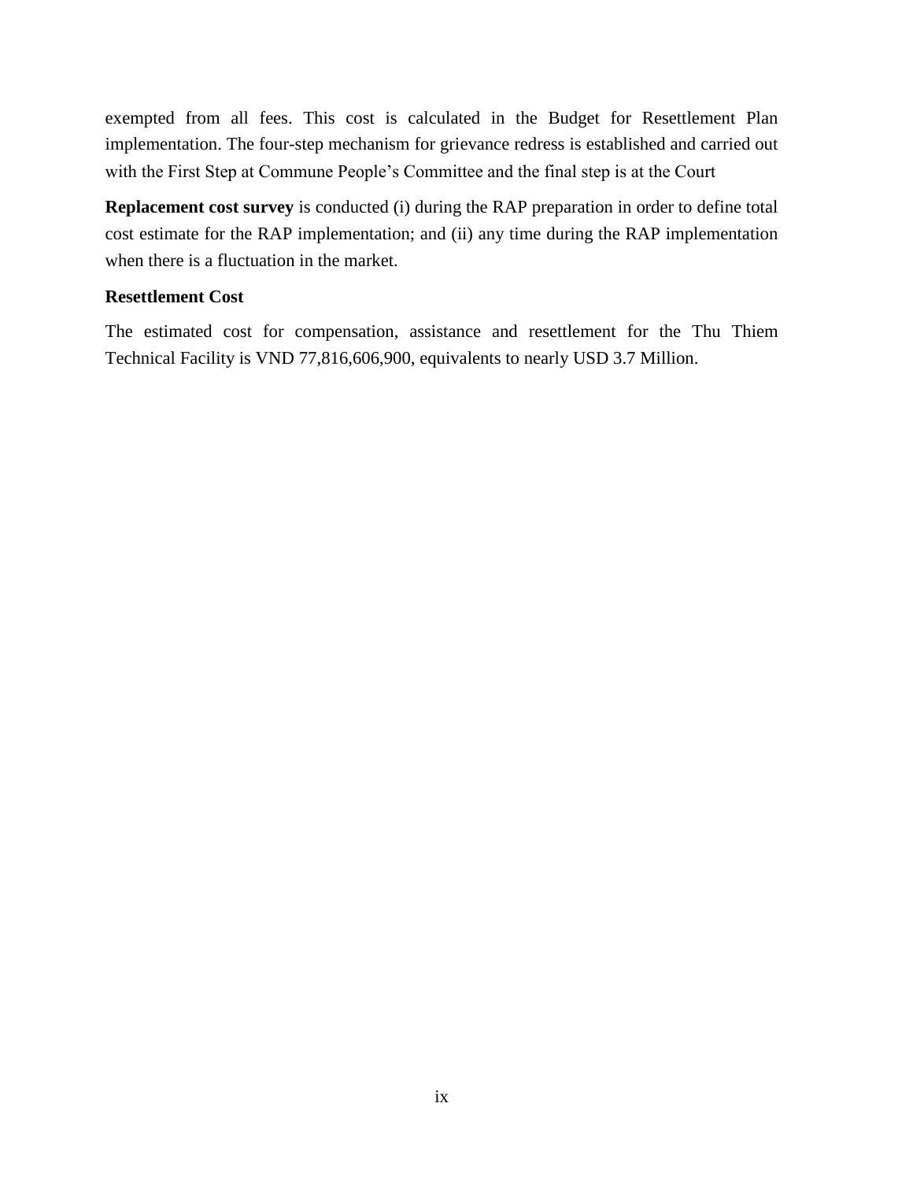exempted from all fees. This cost is calculated in the Budget for Resettlement Plan implementation. The four-step mechanism for grievance redress is established and carried out with the First Step at Commune People's Committee and the final step is at the Court

**Replacement cost survey** is conducted (i) during the RAP preparation in order to define total cost estimate for the RAP implementation; and (ii) any time during the RAP implementation when there is a fluctuation in the market.

**Resettlement Cost**

The estimated cost for compensation, assistance and resettlement for the Thu Thiem Technical Facility is VND 77,816,606,900, equivalents to nearly USD 3.7 Million.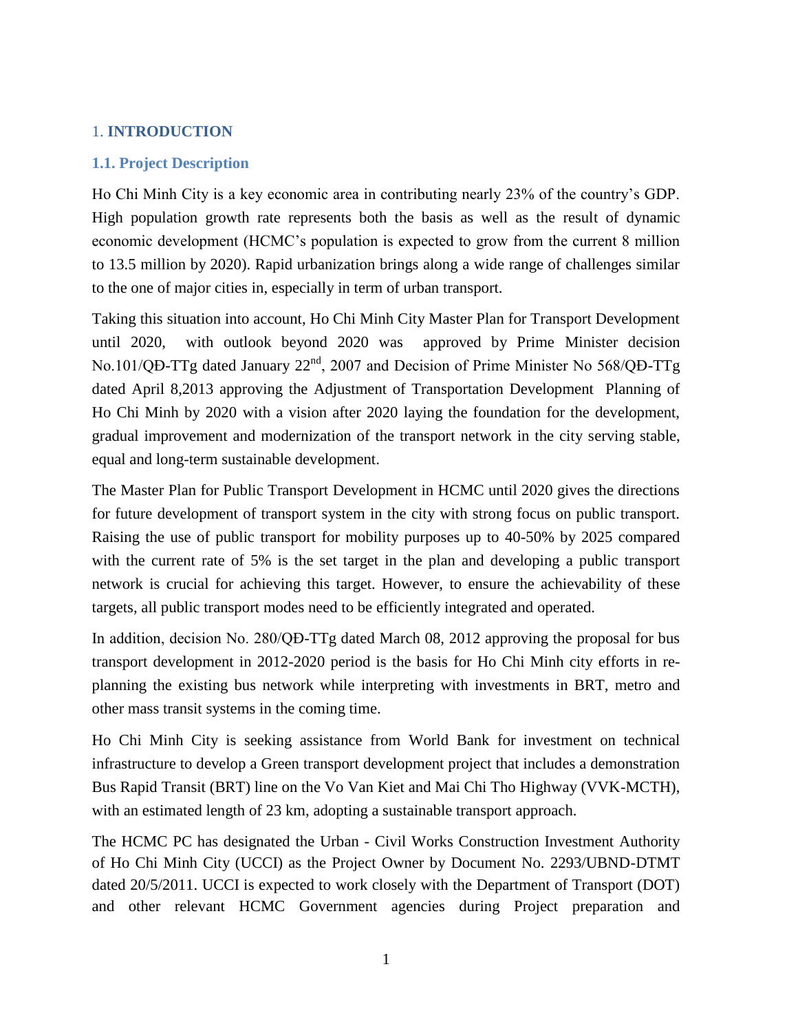## 1. INTRODUCTION

### 1.1. Project Description

Ho Chi Minh City is a key economic area in contributing nearly 23% of the country's GDP. High population growth rate represents both the basis as well as the result of dynamic economic development (HCMC's population is expected to grow from the current 8 million to 13.5 million by 2020). Rapid urbanization brings along a wide range of challenges similar to the one of major cities in, especially in term of urban transport.

Taking this situation into account, Ho Chi Minh City Master Plan for Transport Development until 2020, with outlook beyond 2020 was approved by Prime Minister decision No.101/QĐ-TTg dated January 22nd, 2007 and Decision of Prime Minister No 568/QĐ-TTg dated April 8,2013 approving the Adjustment of Transportation Development Planning of Ho Chi Minh by 2020 with a vision after 2020 laying the foundation for the development, gradual improvement and modernization of the transport network in the city serving stable, equal and long-term sustainable development.

The Master Plan for Public Transport Development in HCMC until 2020 gives the directions for future development of transport system in the city with strong focus on public transport. Raising the use of public transport for mobility purposes up to 40-50% by 2025 compared with the current rate of 5% is the set target in the plan and developing a public transport network is crucial for achieving this target. However, to ensure the achievability of these targets, all public transport modes need to be efficiently integrated and operated.

In addition, decision No. 280/QĐ-TTg dated March 08, 2012 approving the proposal for bus transport development in 2012-2020 period is the basis for Ho Chi Minh city efforts in re-planning the existing bus network while interpreting with investments in BRT, metro and other mass transit systems in the coming time.

Ho Chi Minh City is seeking assistance from World Bank for investment on technical infrastructure to develop a Green transport development project that includes a demonstration Bus Rapid Transit (BRT) line on the Vo Van Kiet and Mai Chi Tho Highway (VVK-MCTH), with an estimated length of 23 km, adopting a sustainable transport approach.

The HCMC PC has designated the Urban - Civil Works Construction Investment Authority of Ho Chi Minh City (UCCI) as the Project Owner by Document No. 2293/UBND-DTMT dated 20/5/2011. UCCI is expected to work closely with the Department of Transport (DOT) and other relevant HCMC Government agencies during Project preparation and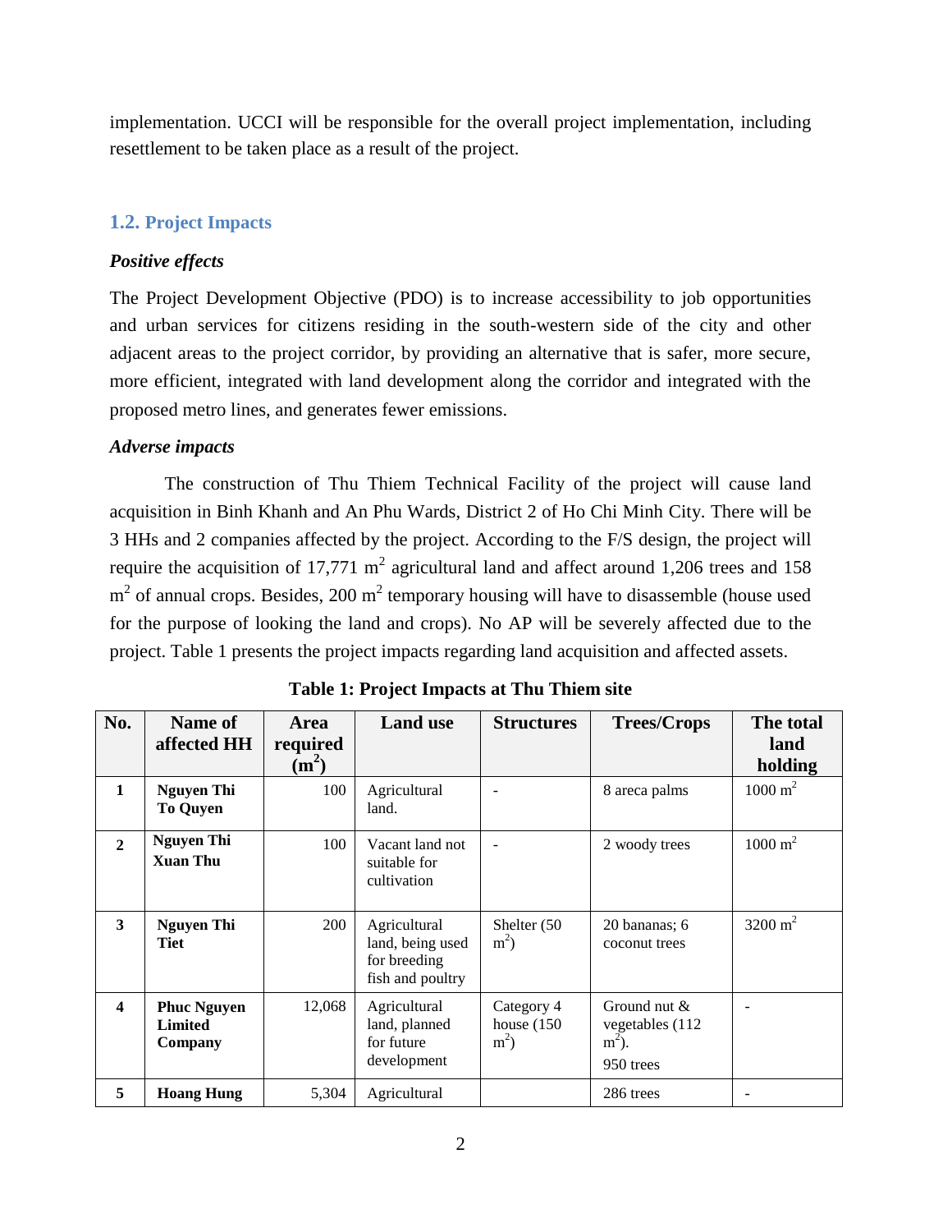implementation. UCCI will be responsible for the overall project implementation, including resettlement to be taken place as a result of the project.

## 1.2. Project Impacts

***Positive effects***

The Project Development Objective (PDO) is to increase accessibility to job opportunities and urban services for citizens residing in the south-western side of the city and other adjacent areas to the project corridor, by providing an alternative that is safer, more secure, more efficient, integrated with land development along the corridor and integrated with the proposed metro lines, and generates fewer emissions.

***Adverse impacts***

The construction of Thu Thiem Technical Facility of the project will cause land acquisition in Binh Khanh and An Phu Wards, District 2 of Ho Chi Minh City. There will be 3 HHs and 2 companies affected by the project. According to the F/S design, the project will require the acquisition of 17,771 $m^2$ agricultural land and affect around 1,206 trees and 158 $m^2$ of annual crops. Besides, 200 $m^2$ temporary housing will have to disassemble (house used for the purpose of looking the land and crops). No AP will be severely affected due to the project. Table 1 presents the project impacts regarding land acquisition and affected assets.

**Table 1: Project Impacts at Thu Thiem site**

| No. | Name of affected HH | Area required ($m^2$) | Land use | Structures | Trees/Crops | The total land holding |
|---|---|---|---|---|---|---|
| **1** | **Nguyen Thi To Quyen** | 100 | Agricultural land. | - | 8 areca palms | 1000 $m^2$ |
| **2** | **Nguyen Thi Xuan Thu** | 100 | Vacant land not suitable for cultivation | - | 2 woody trees | 1000 $m^2$ |
| **3** | **Nguyen Thi Tiet** | 200 | Agricultural land, being used for breeding fish and poultry | Shelter (50 $m^2$) | 20 bananas; 6 coconut trees | 3200 $m^2$ |
| **4** | **Phuc Nguyen Limited Company** | 12,068 | Agricultural land, planned for future development | Category 4 house (150 $m^2$) | Ground nut & vegetables (112 $m^2$). 950 trees | - |
| **5** | **Hoang Hung** | 5,304 | Agricultural | | 286 trees | - |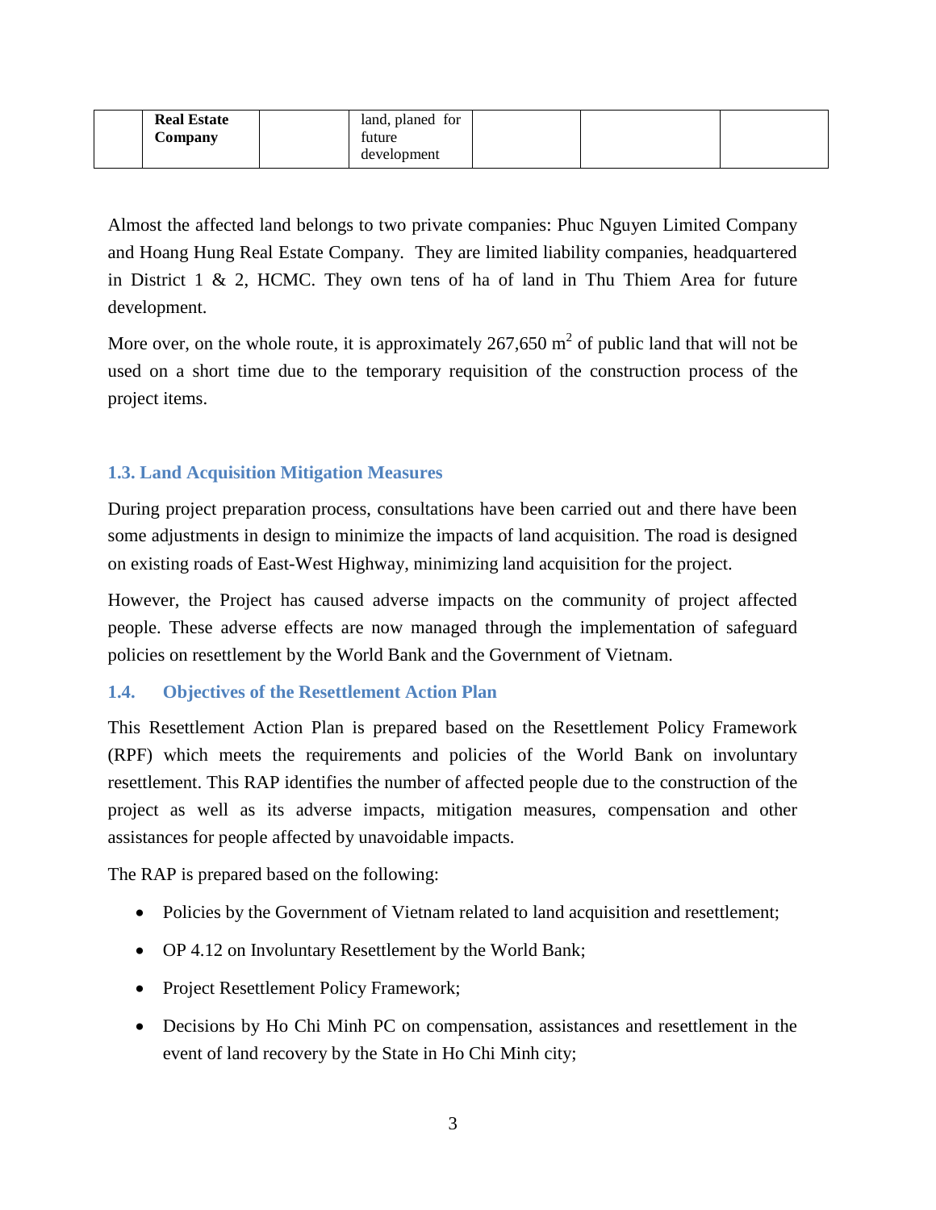| | | | | | | |
|---|---|---|---|---|---|---|
| | **Real Estate Company** | | land, planed for future development | | | |

Almost the affected land belongs to two private companies: Phuc Nguyen Limited Company and Hoang Hung Real Estate Company. They are limited liability companies, headquartered in District 1 & 2, HCMC. They own tens of ha of land in Thu Thiem Area for future development.

More over, on the whole route, it is approximately 267,650 $m^2$ of public land that will not be used on a short time due to the temporary requisition of the construction process of the project items.

### 1.3. Land Acquisition Mitigation Measures

During project preparation process, consultations have been carried out and there have been some adjustments in design to minimize the impacts of land acquisition. The road is designed on existing roads of East-West Highway, minimizing land acquisition for the project.

However, the Project has caused adverse impacts on the community of project affected people. These adverse effects are now managed through the implementation of safeguard policies on resettlement by the World Bank and the Government of Vietnam.

### 1.4. Objectives of the Resettlement Action Plan

This Resettlement Action Plan is prepared based on the Resettlement Policy Framework (RPF) which meets the requirements and policies of the World Bank on involuntary resettlement. This RAP identifies the number of affected people due to the construction of the project as well as its adverse impacts, mitigation measures, compensation and other assistances for people affected by unavoidable impacts.

The RAP is prepared based on the following:

- Policies by the Government of Vietnam related to land acquisition and resettlement;
- OP 4.12 on Involuntary Resettlement by the World Bank;
- Project Resettlement Policy Framework;
- Decisions by Ho Chi Minh PC on compensation, assistances and resettlement in the event of land recovery by the State in Ho Chi Minh city;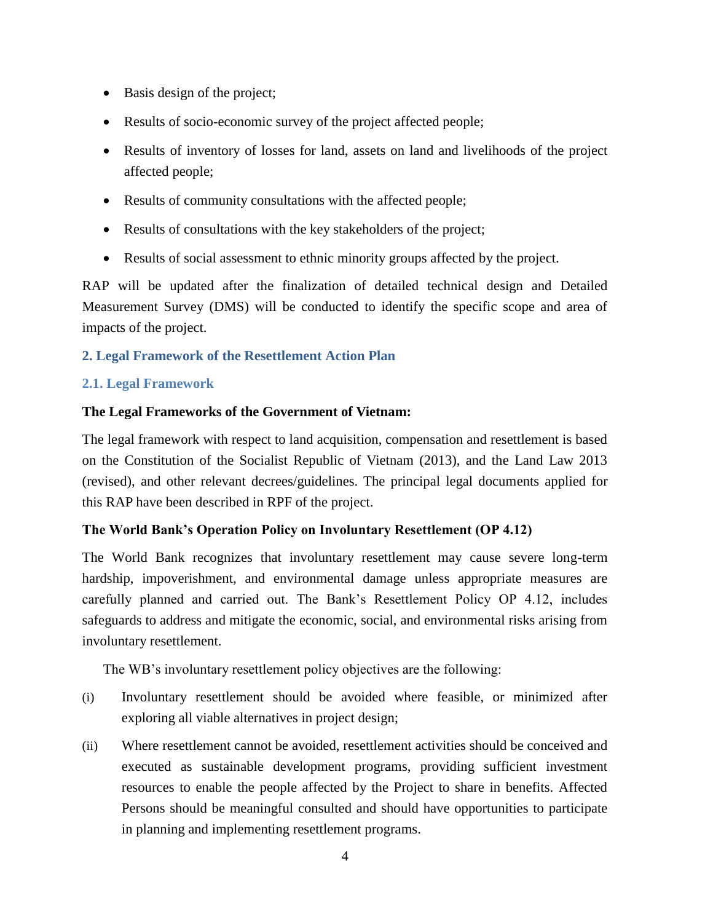- Basis design of the project;
- Results of socio-economic survey of the project affected people;
- Results of inventory of losses for land, assets on land and livelihoods of the project affected people;
- Results of community consultations with the affected people;
- Results of consultations with the key stakeholders of the project;
- Results of social assessment to ethnic minority groups affected by the project.

RAP will be updated after the finalization of detailed technical design and Detailed Measurement Survey (DMS) will be conducted to identify the specific scope and area of impacts of the project.

## 2. Legal Framework of the Resettlement Action Plan

### 2.1. Legal Framework

**The Legal Frameworks of the Government of Vietnam:**

The legal framework with respect to land acquisition, compensation and resettlement is based on the Constitution of the Socialist Republic of Vietnam (2013), and the Land Law 2013 (revised), and other relevant decrees/guidelines. The principal legal documents applied for this RAP have been described in RPF of the project.

**The World Bank's Operation Policy on Involuntary Resettlement (OP 4.12)**

The World Bank recognizes that involuntary resettlement may cause severe long-term hardship, impoverishment, and environmental damage unless appropriate measures are carefully planned and carried out. The Bank's Resettlement Policy OP 4.12, includes safeguards to address and mitigate the economic, social, and environmental risks arising from involuntary resettlement.

The WB's involuntary resettlement policy objectives are the following:

(i) Involuntary resettlement should be avoided where feasible, or minimized after exploring all viable alternatives in project design;

(ii) Where resettlement cannot be avoided, resettlement activities should be conceived and executed as sustainable development programs, providing sufficient investment resources to enable the people affected by the Project to share in benefits. Affected Persons should be meaningful consulted and should have opportunities to participate in planning and implementing resettlement programs.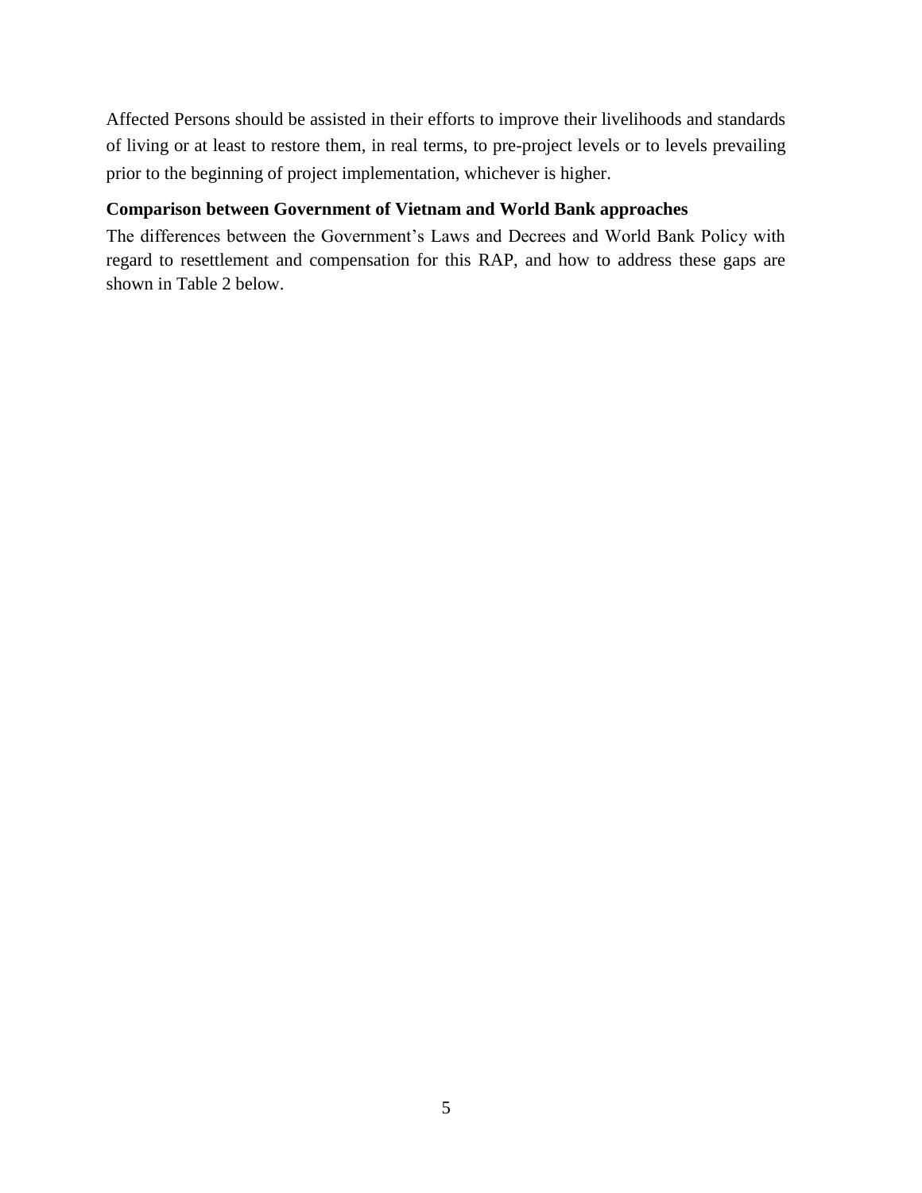Affected Persons should be assisted in their efforts to improve their livelihoods and standards of living or at least to restore them, in real terms, to pre-project levels or to levels prevailing prior to the beginning of project implementation, whichever is higher.

**Comparison between Government of Vietnam and World Bank approaches**

The differences between the Government's Laws and Decrees and World Bank Policy with regard to resettlement and compensation for this RAP, and how to address these gaps are shown in Table 2 below.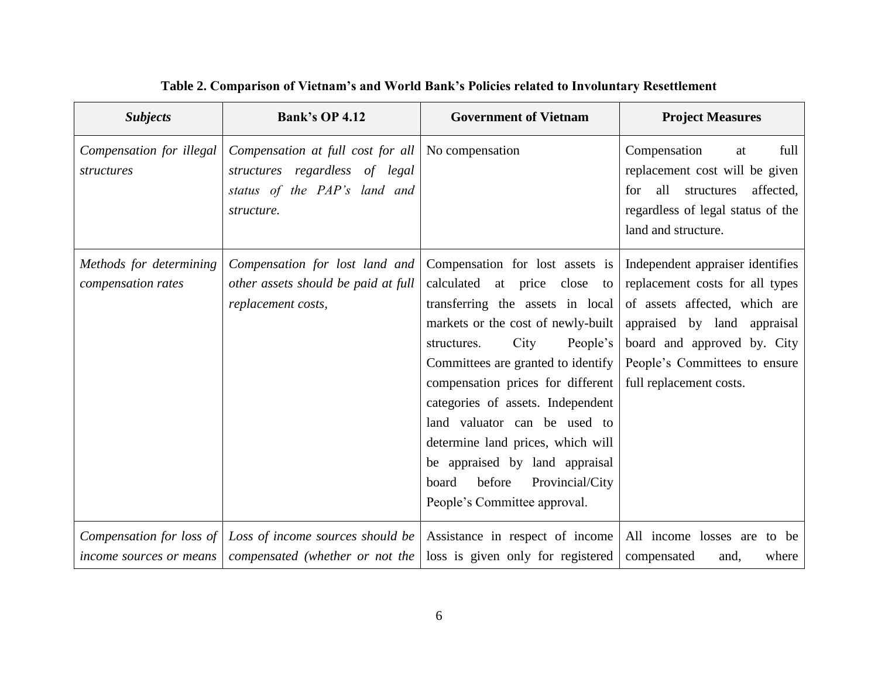**Table 2. Comparison of Vietnam's and World Bank's Policies related to Involuntary Resettlement**

| *Subjects* | Bank's OP 4.12 | Government of Vietnam | Project Measures |
|---|---|---|---|
| *Compensation for illegal structures* | *Compensation at full cost for all structures regardless of legal status of the PAP's land and structure.* | No compensation | Compensation at full replacement cost will be given for all structures affected, regardless of legal status of the land and structure. |
| *Methods for determining compensation rates* | *Compensation for lost land and other assets should be paid at full replacement costs,* | Compensation for lost assets is calculated at price close to transferring the assets in local markets or the cost of newly-built structures. City People's Committees are granted to identify compensation prices for different categories of assets. Independent land valuator can be used to determine land prices, which will be appraised by land appraisal board before Provincial/City People's Committee approval. | Independent appraiser identifies replacement costs for all types of assets affected, which are appraised by land appraisal board and approved by. City People's Committees to ensure full replacement costs. |
| *Compensation for loss of income sources or means* | *Loss of income sources should be compensated (whether or not the* | Assistance in respect of income loss is given only for registered | All income losses are to be compensated and, where |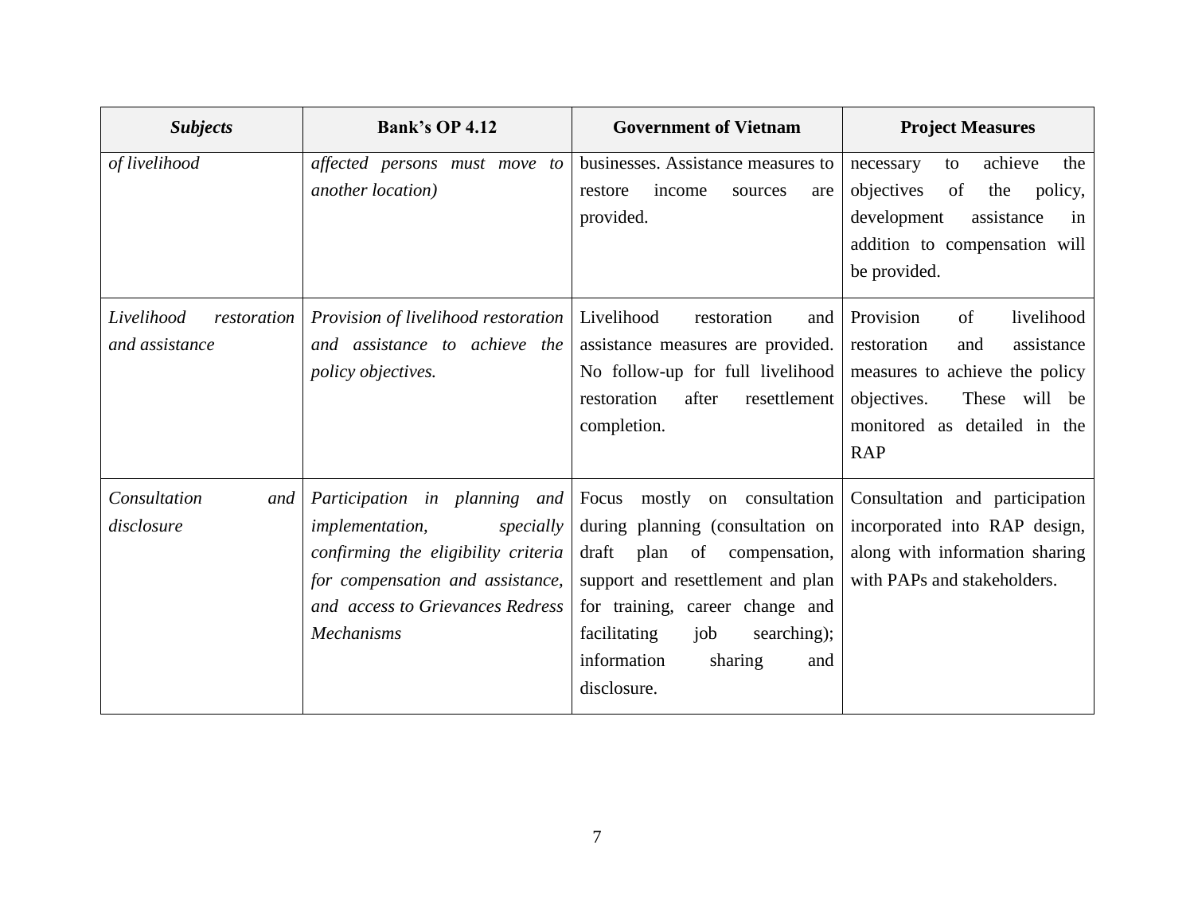| *Subjects* | Bank's OP 4.12 | Government of Vietnam | Project Measures |
|---|---|---|---|
| *of livelihood* | *affected persons must move to another location)* | businesses. Assistance measures to restore income sources are provided. | necessary to achieve the objectives of the policy, development assistance in addition to compensation will be provided. |
| *Livelihood restoration and assistance* | *Provision of livelihood restoration and assistance to achieve the policy objectives.* | Livelihood restoration and assistance measures are provided. No follow-up for full livelihood restoration after resettlement completion. | Provision of livelihood restoration and assistance measures to achieve the policy objectives. These will be monitored as detailed in the RAP |
| *Consultation and disclosure* | *Participation in planning and implementation, specially confirming the eligibility criteria for compensation and assistance, and access to Grievances Redress Mechanisms* | Focus mostly on consultation during planning (consultation on draft plan of compensation, support and resettlement and plan for training, career change and facilitating job searching); information sharing and disclosure. | Consultation and participation incorporated into RAP design, along with information sharing with PAPs and stakeholders. |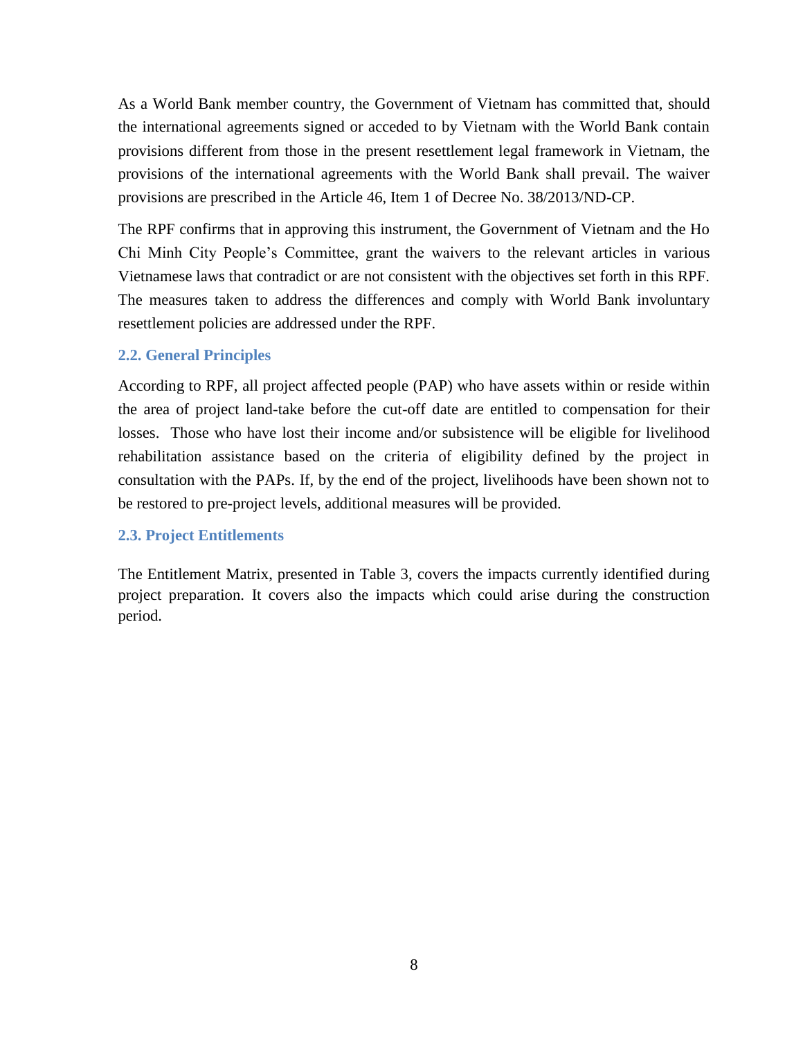As a World Bank member country, the Government of Vietnam has committed that, should the international agreements signed or acceded to by Vietnam with the World Bank contain provisions different from those in the present resettlement legal framework in Vietnam, the provisions of the international agreements with the World Bank shall prevail. The waiver provisions are prescribed in the Article 46, Item 1 of Decree No. 38/2013/ND-CP.

The RPF confirms that in approving this instrument, the Government of Vietnam and the Ho Chi Minh City People's Committee, grant the waivers to the relevant articles in various Vietnamese laws that contradict or are not consistent with the objectives set forth in this RPF. The measures taken to address the differences and comply with World Bank involuntary resettlement policies are addressed under the RPF.

### 2.2. General Principles

According to RPF, all project affected people (PAP) who have assets within or reside within the area of project land-take before the cut-off date are entitled to compensation for their losses. Those who have lost their income and/or subsistence will be eligible for livelihood rehabilitation assistance based on the criteria of eligibility defined by the project in consultation with the PAPs. If, by the end of the project, livelihoods have been shown not to be restored to pre-project levels, additional measures will be provided.

### 2.3. Project Entitlements

The Entitlement Matrix, presented in Table 3, covers the impacts currently identified during project preparation. It covers also the impacts which could arise during the construction period.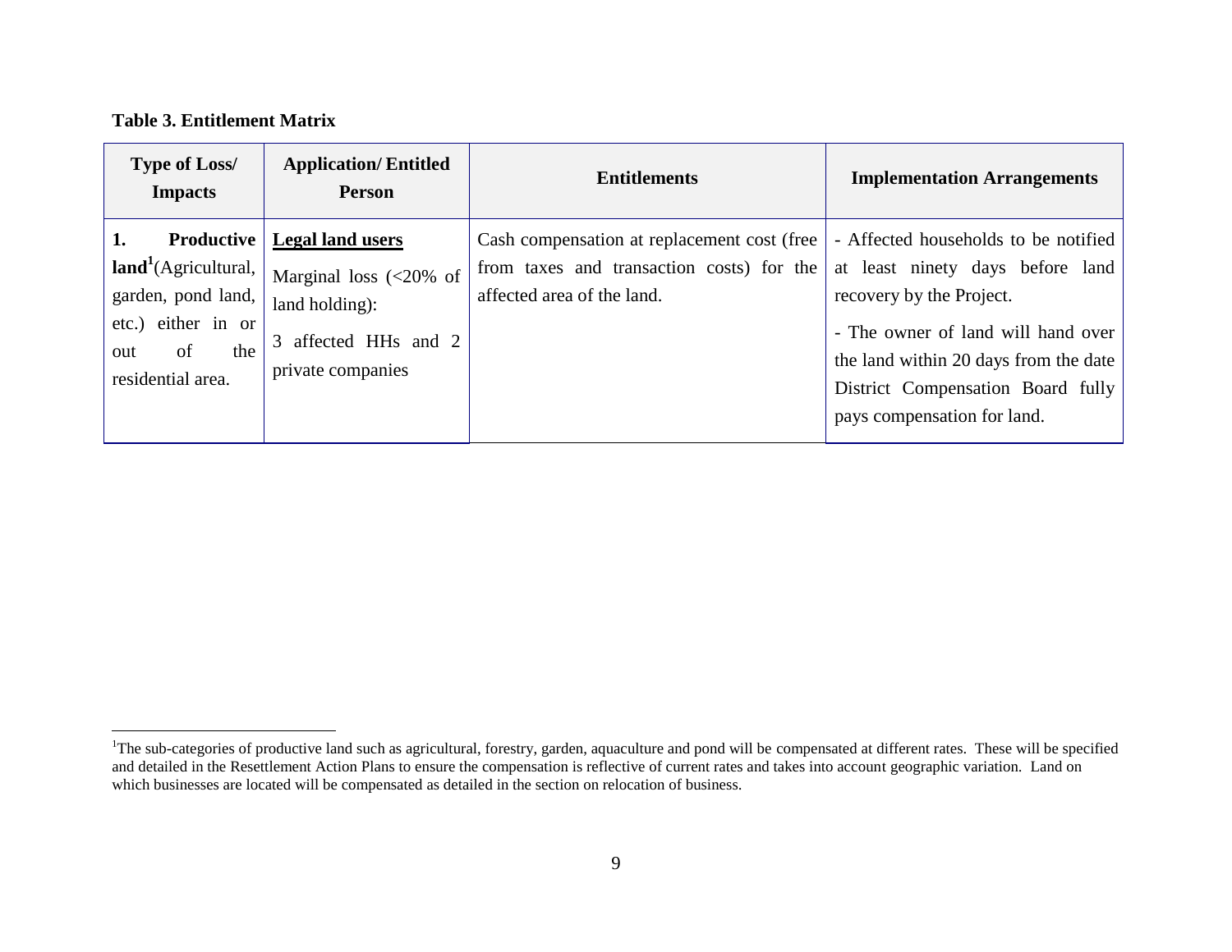**Table 3. Entitlement Matrix**

| Type of Loss/ Impacts | Application/ Entitled Person | Entitlements | Implementation Arrangements |
| --- | --- | --- | --- |
| **1. Productive land**[1] (Agricultural, garden, pond land, etc.) either in or out of the residential area. | **Legal land users**<br>Marginal loss (<20% of land holding):<br>3 affected HHs and 2 private companies | Cash compensation at replacement cost (free from taxes and transaction costs) for the affected area of the land. | - Affected households to be notified at least ninety days before land recovery by the Project.<br>- The owner of land will hand over the land within 20 days from the date District Compensation Board fully pays compensation for land. |

[1] The sub-categories of productive land such as agricultural, forestry, garden, aquaculture and pond will be compensated at different rates. These will be specified and detailed in the Resettlement Action Plans to ensure the compensation is reflective of current rates and takes into account geographic variation. Land on which businesses are located will be compensated as detailed in the section on relocation of business.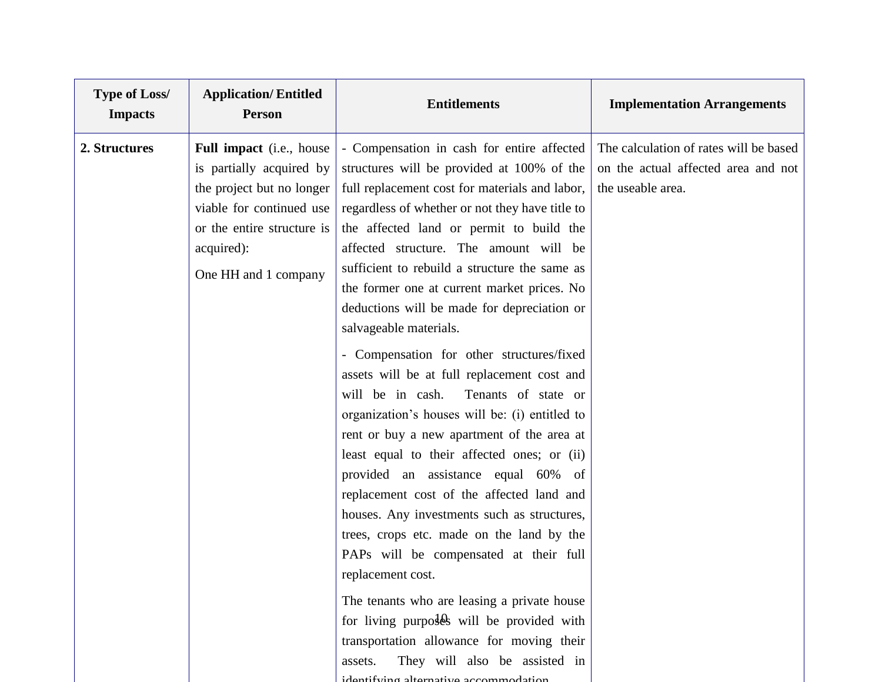| Type of Loss/ Impacts | Application/ Entitled Person | Entitlements | Implementation Arrangements |
|---|---|---|---|
| **2. Structures** | **Full impact** (i.e., house is partially acquired by the project but no longer viable for continued use or the entire structure is acquired):<br><br>One HH and 1 company | - Compensation in cash for entire affected structures will be provided at 100% of the full replacement cost for materials and labor, regardless of whether or not they have title to the affected land or permit to build the affected structure. The amount will be sufficient to rebuild a structure the same as the former one at current market prices. No deductions will be made for depreciation or salvageable materials.<br><br>- Compensation for other structures/fixed assets will be at full replacement cost and will be in cash. Tenants of state or organization's houses will be: (i) entitled to rent or buy a new apartment of the area at least equal to their affected ones; or (ii) provided an assistance equal 60% of replacement cost of the affected land and houses. Any investments such as structures, trees, crops etc. made on the land by the PAPs will be compensated at their full replacement cost.<br><br>The tenants who are leasing a private house for living purposes will be provided with transportation allowance for moving their assets. They will also be assisted in identifying alternative accommodation. | The calculation of rates will be based on the actual affected area and not the useable area. |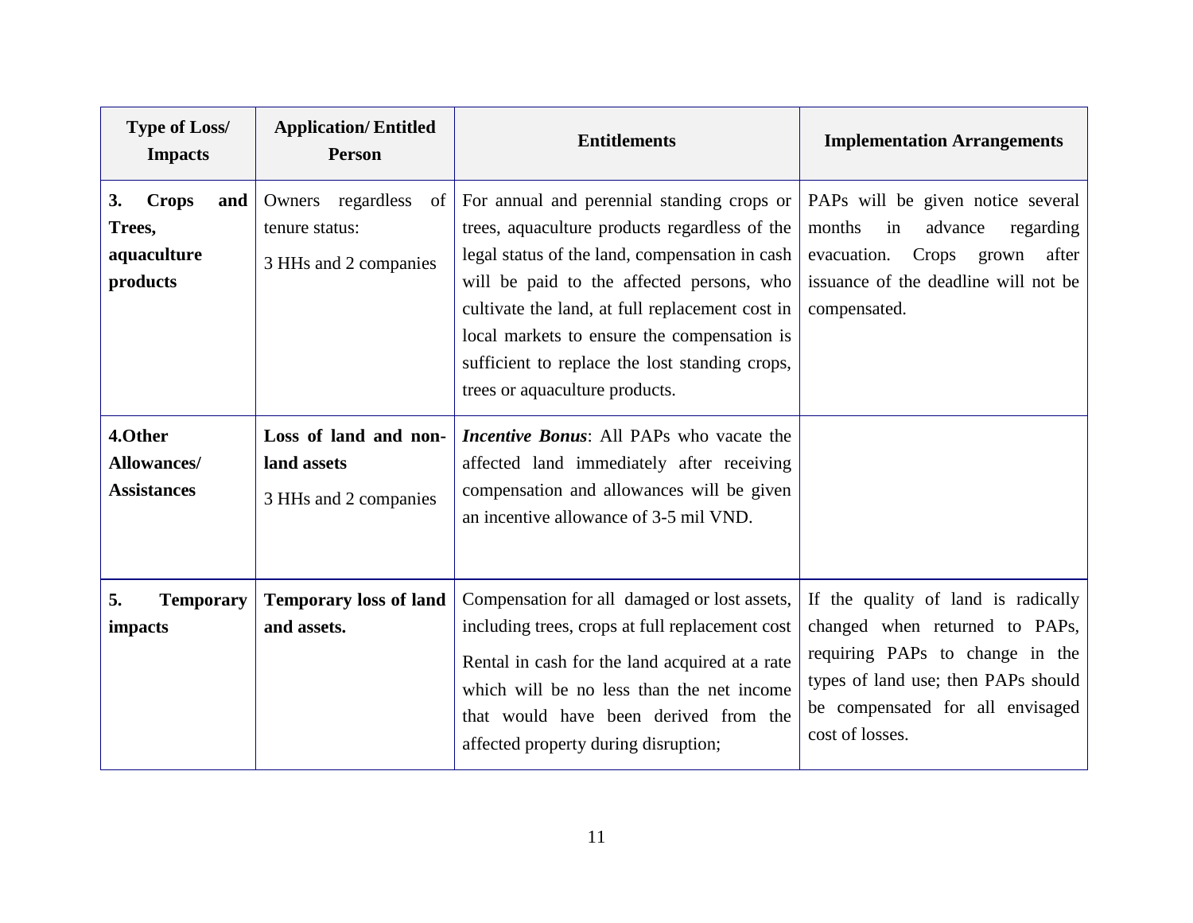| Type of Loss/ Impacts | Application/ Entitled Person | Entitlements | Implementation Arrangements |
|---|---|---|---|
| **3. Crops and Trees, aquaculture products** | Owners regardless of tenure status:<br>3 HHs and 2 companies | For annual and perennial standing crops or trees, aquaculture products regardless of the legal status of the land, compensation in cash will be paid to the affected persons, who cultivate the land, at full replacement cost in local markets to ensure the compensation is sufficient to replace the lost standing crops, trees or aquaculture products. | PAPs will be given notice several months in advance regarding evacuation. Crops grown after issuance of the deadline will not be compensated. |
| **4.Other Allowances/ Assistances** | **Loss of land and non-land assets**<br>3 HHs and 2 companies | ***Incentive Bonus***: All PAPs who vacate the affected land immediately after receiving compensation and allowances will be given an incentive allowance of 3-5 mil VND. | |
| **5. Temporary impacts** | **Temporary loss of land and assets.** | Compensation for all damaged or lost assets, including trees, crops at full replacement cost<br>Rental in cash for the land acquired at a rate which will be no less than the net income that would have been derived from the affected property during disruption; | If the quality of land is radically changed when returned to PAPs, requiring PAPs to change in the types of land use; then PAPs should be compensated for all envisaged cost of losses. |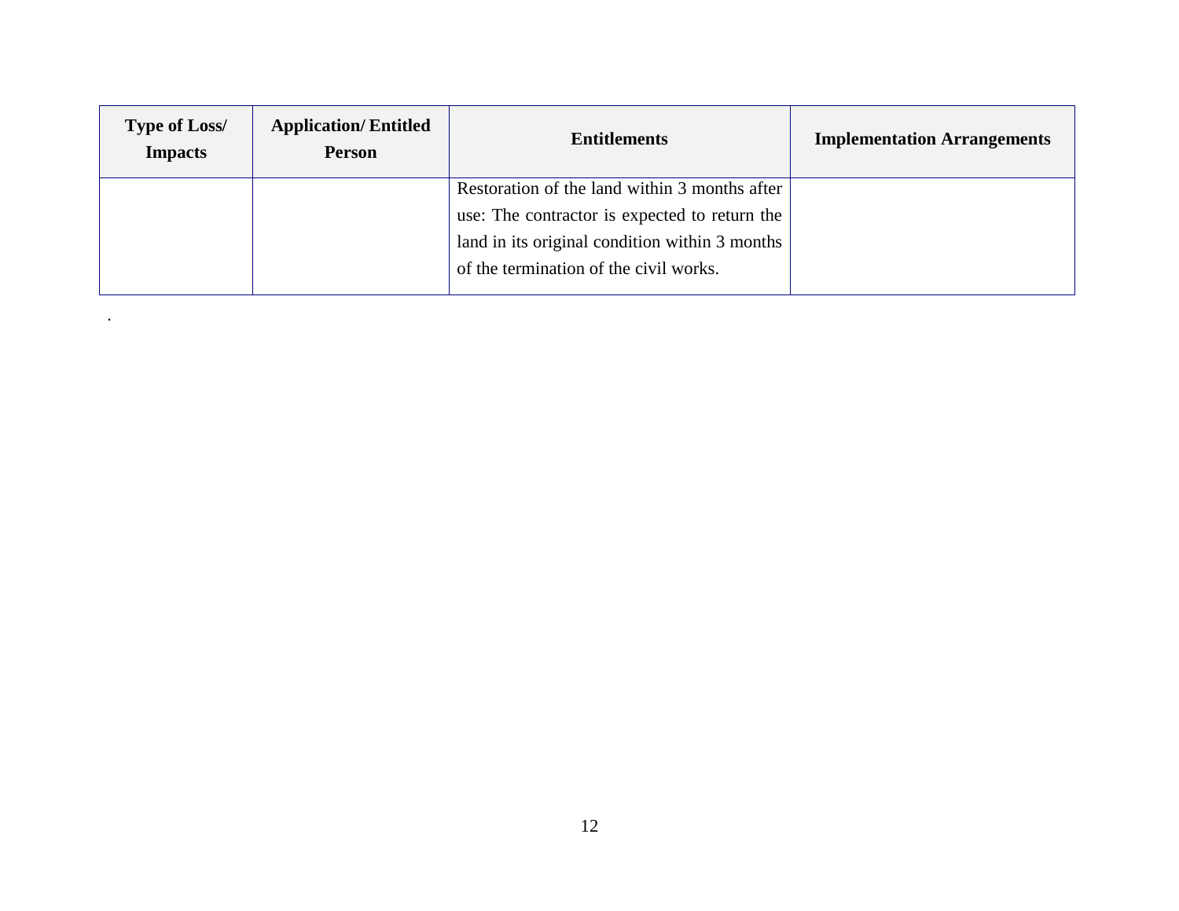| Type of Loss/ Impacts | Application/ Entitled Person | Entitlements | Implementation Arrangements |
|---|---|---|---|
| | | Restoration of the land within 3 months after use: The contractor is expected to return the land in its original condition within 3 months of the termination of the civil works. | |

.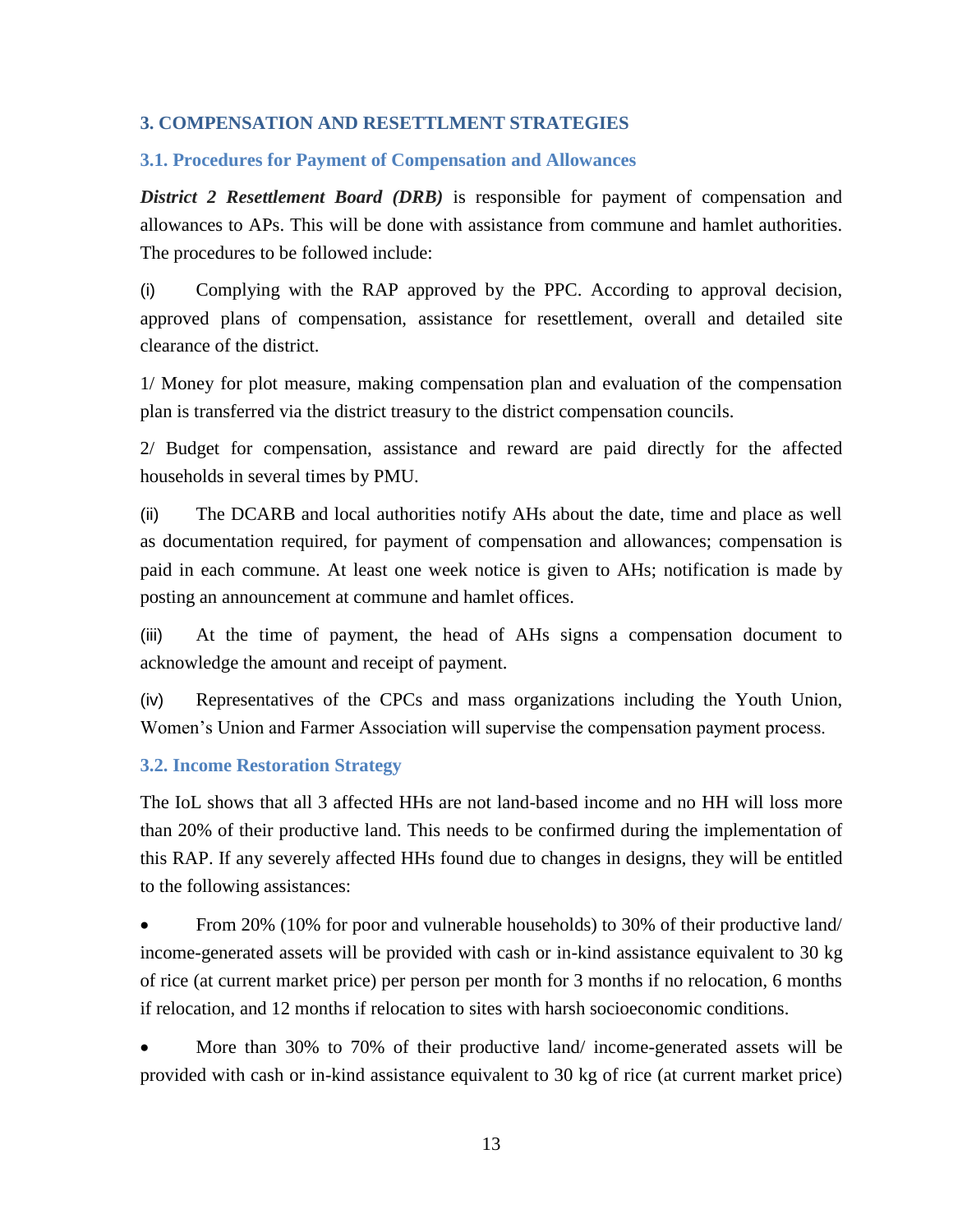## 3. COMPENSATION AND RESETTLMENT STRATEGIES

### 3.1. Procedures for Payment of Compensation and Allowances

***District 2 Resettlement Board (DRB)*** is responsible for payment of compensation and allowances to APs. This will be done with assistance from commune and hamlet authorities. The procedures to be followed include:

(i) Complying with the RAP approved by the PPC. According to approval decision, approved plans of compensation, assistance for resettlement, overall and detailed site clearance of the district.

1/ Money for plot measure, making compensation plan and evaluation of the compensation plan is transferred via the district treasury to the district compensation councils.

2/ Budget for compensation, assistance and reward are paid directly for the affected households in several times by PMU.

(ii) The DCARB and local authorities notify AHs about the date, time and place as well as documentation required, for payment of compensation and allowances; compensation is paid in each commune. At least one week notice is given to AHs; notification is made by posting an announcement at commune and hamlet offices.

(iii) At the time of payment, the head of AHs signs a compensation document to acknowledge the amount and receipt of payment.

(iv) Representatives of the CPCs and mass organizations including the Youth Union, Women's Union and Farmer Association will supervise the compensation payment process.

### 3.2. Income Restoration Strategy

The IoL shows that all 3 affected HHs are not land-based income and no HH will loss more than 20% of their productive land. This needs to be confirmed during the implementation of this RAP. If any severely affected HHs found due to changes in designs, they will be entitled to the following assistances:

- From 20% (10% for poor and vulnerable households) to 30% of their productive land/ income-generated assets will be provided with cash or in-kind assistance equivalent to 30 kg of rice (at current market price) per person per month for 3 months if no relocation, 6 months if relocation, and 12 months if relocation to sites with harsh socioeconomic conditions.

- More than 30% to 70% of their productive land/ income-generated assets will be provided with cash or in-kind assistance equivalent to 30 kg of rice (at current market price)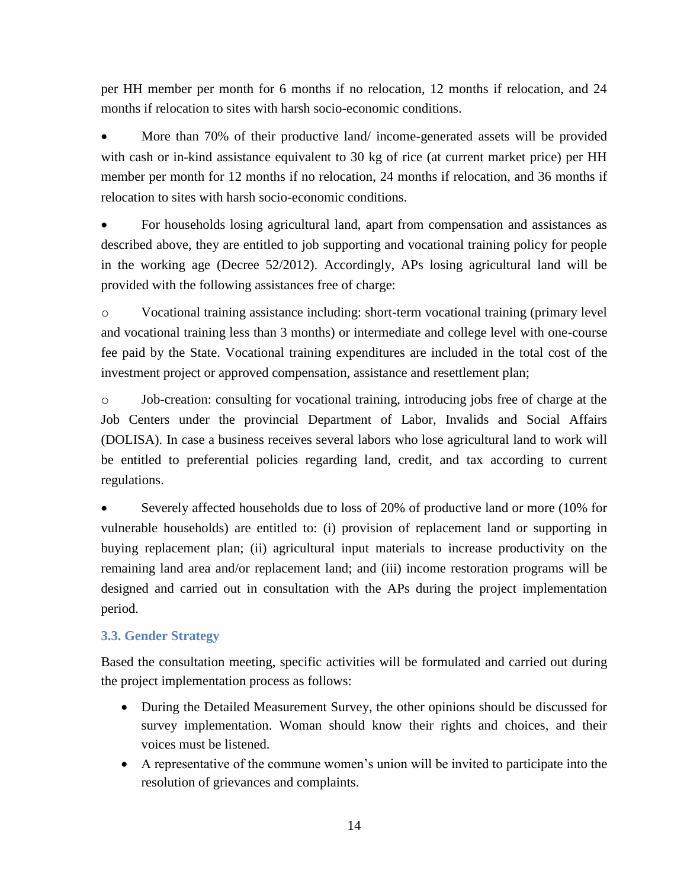per HH member per month for 6 months if no relocation, 12 months if relocation, and 24 months if relocation to sites with harsh socio-economic conditions.

- More than 70% of their productive land/ income-generated assets will be provided with cash or in-kind assistance equivalent to 30 kg of rice (at current market price) per HH member per month for 12 months if no relocation, 24 months if relocation, and 36 months if relocation to sites with harsh socio-economic conditions.

- For households losing agricultural land, apart from compensation and assistances as described above, they are entitled to job supporting and vocational training policy for people in the working age (Decree 52/2012). Accordingly, APs losing agricultural land will be provided with the following assistances free of charge:

  - Vocational training assistance including: short-term vocational training (primary level and vocational training less than 3 months) or intermediate and college level with one-course fee paid by the State. Vocational training expenditures are included in the total cost of the investment project or approved compensation, assistance and resettlement plan;

  - Job-creation: consulting for vocational training, introducing jobs free of charge at the Job Centers under the provincial Department of Labor, Invalids and Social Affairs (DOLISA). In case a business receives several labors who lose agricultural land to work will be entitled to preferential policies regarding land, credit, and tax according to current regulations.

- Severely affected households due to loss of 20% of productive land or more (10% for vulnerable households) are entitled to: (i) provision of replacement land or supporting in buying replacement plan; (ii) agricultural input materials to increase productivity on the remaining land area and/or replacement land; and (iii) income restoration programs will be designed and carried out in consultation with the APs during the project implementation period.

### 3.3. Gender Strategy

Based the consultation meeting, specific activities will be formulated and carried out during the project implementation process as follows:

- During the Detailed Measurement Survey, the other opinions should be discussed for survey implementation. Woman should know their rights and choices, and their voices must be listened.
- A representative of the commune women's union will be invited to participate into the resolution of grievances and complaints.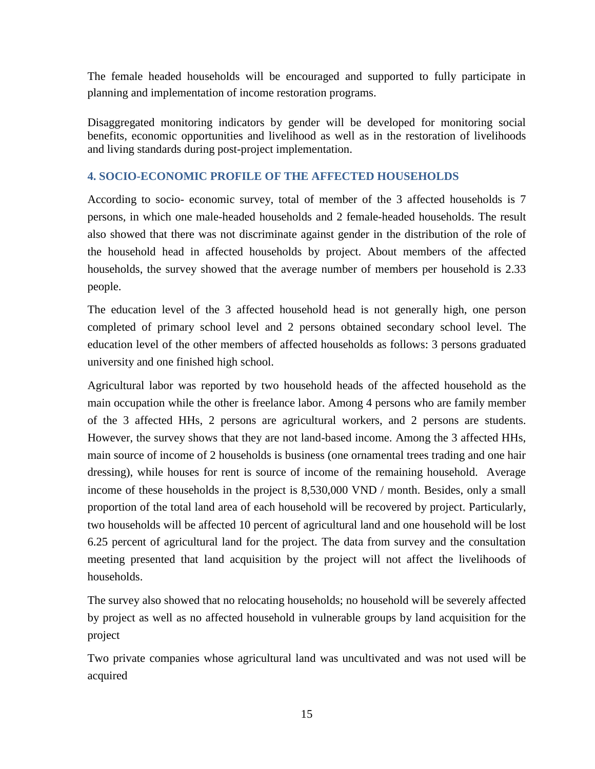The female headed households will be encouraged and supported to fully participate in planning and implementation of income restoration programs.

Disaggregated monitoring indicators by gender will be developed for monitoring social benefits, economic opportunities and livelihood as well as in the restoration of livelihoods and living standards during post-project implementation.

## 4. SOCIO-ECONOMIC PROFILE OF THE AFFECTED HOUSEHOLDS

According to socio- economic survey, total of member of the 3 affected households is 7 persons, in which one male-headed households and 2 female-headed households. The result also showed that there was not discriminate against gender in the distribution of the role of the household head in affected households by project. About members of the affected households, the survey showed that the average number of members per household is 2.33 people.

The education level of the 3 affected household head is not generally high, one person completed of primary school level and 2 persons obtained secondary school level. The education level of the other members of affected households as follows: 3 persons graduated university and one finished high school.

Agricultural labor was reported by two household heads of the affected household as the main occupation while the other is freelance labor. Among 4 persons who are family member of the 3 affected HHs, 2 persons are agricultural workers, and 2 persons are students. However, the survey shows that they are not land-based income. Among the 3 affected HHs, main source of income of 2 households is business (one ornamental trees trading and one hair dressing), while houses for rent is source of income of the remaining household. Average income of these households in the project is 8,530,000 VND / month. Besides, only a small proportion of the total land area of each household will be recovered by project. Particularly, two households will be affected 10 percent of agricultural land and one household will be lost 6.25 percent of agricultural land for the project. The data from survey and the consultation meeting presented that land acquisition by the project will not affect the livelihoods of households.

The survey also showed that no relocating households; no household will be severely affected by project as well as no affected household in vulnerable groups by land acquisition for the project

Two private companies whose agricultural land was uncultivated and was not used will be acquired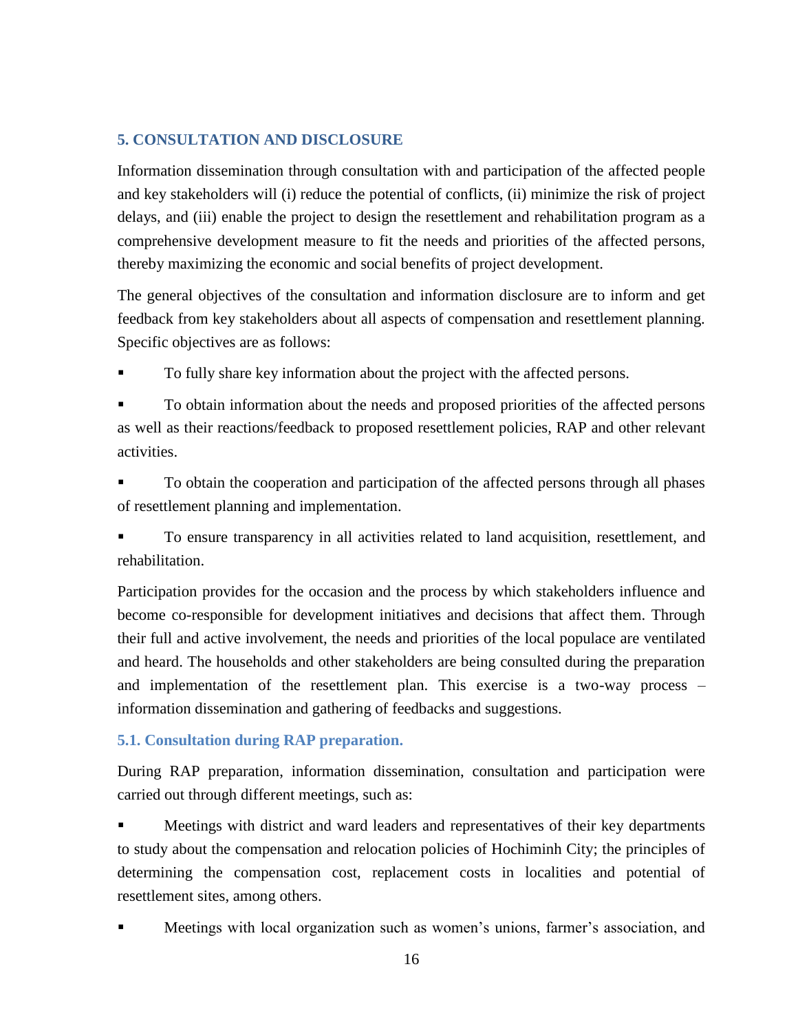## 5. CONSULTATION AND DISCLOSURE

Information dissemination through consultation with and participation of the affected people and key stakeholders will (i) reduce the potential of conflicts, (ii) minimize the risk of project delays, and (iii) enable the project to design the resettlement and rehabilitation program as a comprehensive development measure to fit the needs and priorities of the affected persons, thereby maximizing the economic and social benefits of project development.

The general objectives of the consultation and information disclosure are to inform and get feedback from key stakeholders about all aspects of compensation and resettlement planning. Specific objectives are as follows:

- To fully share key information about the project with the affected persons.
- To obtain information about the needs and proposed priorities of the affected persons as well as their reactions/feedback to proposed resettlement policies, RAP and other relevant activities.
- To obtain the cooperation and participation of the affected persons through all phases of resettlement planning and implementation.
- To ensure transparency in all activities related to land acquisition, resettlement, and rehabilitation.

Participation provides for the occasion and the process by which stakeholders influence and become co-responsible for development initiatives and decisions that affect them. Through their full and active involvement, the needs and priorities of the local populace are ventilated and heard. The households and other stakeholders are being consulted during the preparation and implementation of the resettlement plan. This exercise is a two-way process – information dissemination and gathering of feedbacks and suggestions.

### 5.1. Consultation during RAP preparation.

During RAP preparation, information dissemination, consultation and participation were carried out through different meetings, such as:

- Meetings with district and ward leaders and representatives of their key departments to study about the compensation and relocation policies of Hochiminh City; the principles of determining the compensation cost, replacement costs in localities and potential of resettlement sites, among others.
- Meetings with local organization such as women's unions, farmer's association, and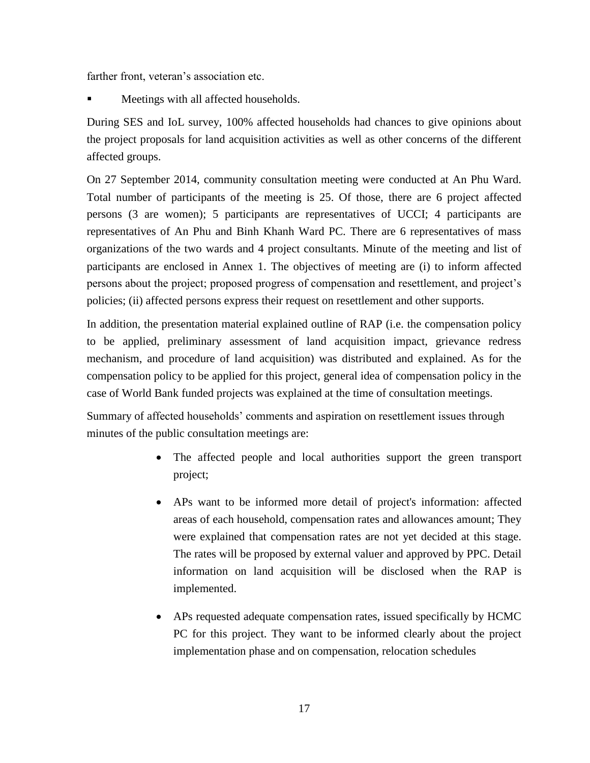farther front, veteran's association etc.

- Meetings with all affected households.

During SES and IoL survey, 100% affected households had chances to give opinions about the project proposals for land acquisition activities as well as other concerns of the different affected groups.

On 27 September 2014, community consultation meeting were conducted at An Phu Ward. Total number of participants of the meeting is 25. Of those, there are 6 project affected persons (3 are women); 5 participants are representatives of UCCI; 4 participants are representatives of An Phu and Binh Khanh Ward PC. There are 6 representatives of mass organizations of the two wards and 4 project consultants. Minute of the meeting and list of participants are enclosed in Annex 1. The objectives of meeting are (i) to inform affected persons about the project; proposed progress of compensation and resettlement, and project's policies; (ii) affected persons express their request on resettlement and other supports.

In addition, the presentation material explained outline of RAP (i.e. the compensation policy to be applied, preliminary assessment of land acquisition impact, grievance redress mechanism, and procedure of land acquisition) was distributed and explained. As for the compensation policy to be applied for this project, general idea of compensation policy in the case of World Bank funded projects was explained at the time of consultation meetings.

Summary of affected households' comments and aspiration on resettlement issues through minutes of the public consultation meetings are:

- The affected people and local authorities support the green transport project;
- APs want to be informed more detail of project's information: affected areas of each household, compensation rates and allowances amount; They were explained that compensation rates are not yet decided at this stage. The rates will be proposed by external valuer and approved by PPC. Detail information on land acquisition will be disclosed when the RAP is implemented.
- APs requested adequate compensation rates, issued specifically by HCMC PC for this project. They want to be informed clearly about the project implementation phase and on compensation, relocation schedules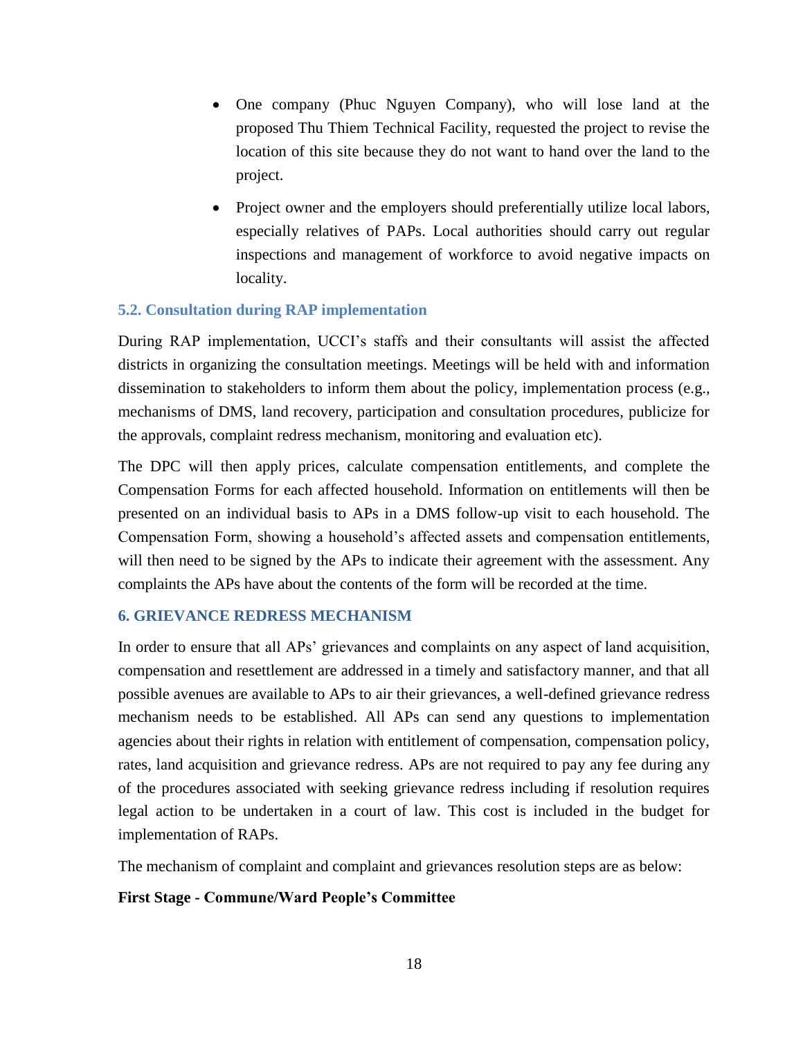- One company (Phuc Nguyen Company), who will lose land at the proposed Thu Thiem Technical Facility, requested the project to revise the location of this site because they do not want to hand over the land to the project.
- Project owner and the employers should preferentially utilize local labors, especially relatives of PAPs. Local authorities should carry out regular inspections and management of workforce to avoid negative impacts on locality.

### 5.2. Consultation during RAP implementation

During RAP implementation, UCCI's staffs and their consultants will assist the affected districts in organizing the consultation meetings. Meetings will be held with and information dissemination to stakeholders to inform them about the policy, implementation process (e.g., mechanisms of DMS, land recovery, participation and consultation procedures, publicize for the approvals, complaint redress mechanism, monitoring and evaluation etc).

The DPC will then apply prices, calculate compensation entitlements, and complete the Compensation Forms for each affected household. Information on entitlements will then be presented on an individual basis to APs in a DMS follow-up visit to each household. The Compensation Form, showing a household's affected assets and compensation entitlements, will then need to be signed by the APs to indicate their agreement with the assessment. Any complaints the APs have about the contents of the form will be recorded at the time.

## 6. GRIEVANCE REDRESS MECHANISM

In order to ensure that all APs' grievances and complaints on any aspect of land acquisition, compensation and resettlement are addressed in a timely and satisfactory manner, and that all possible avenues are available to APs to air their grievances, a well-defined grievance redress mechanism needs to be established. All APs can send any questions to implementation agencies about their rights in relation with entitlement of compensation, compensation policy, rates, land acquisition and grievance redress. APs are not required to pay any fee during any of the procedures associated with seeking grievance redress including if resolution requires legal action to be undertaken in a court of law. This cost is included in the budget for implementation of RAPs.

The mechanism of complaint and complaint and grievances resolution steps are as below:

**First Stage - Commune/Ward People's Committee**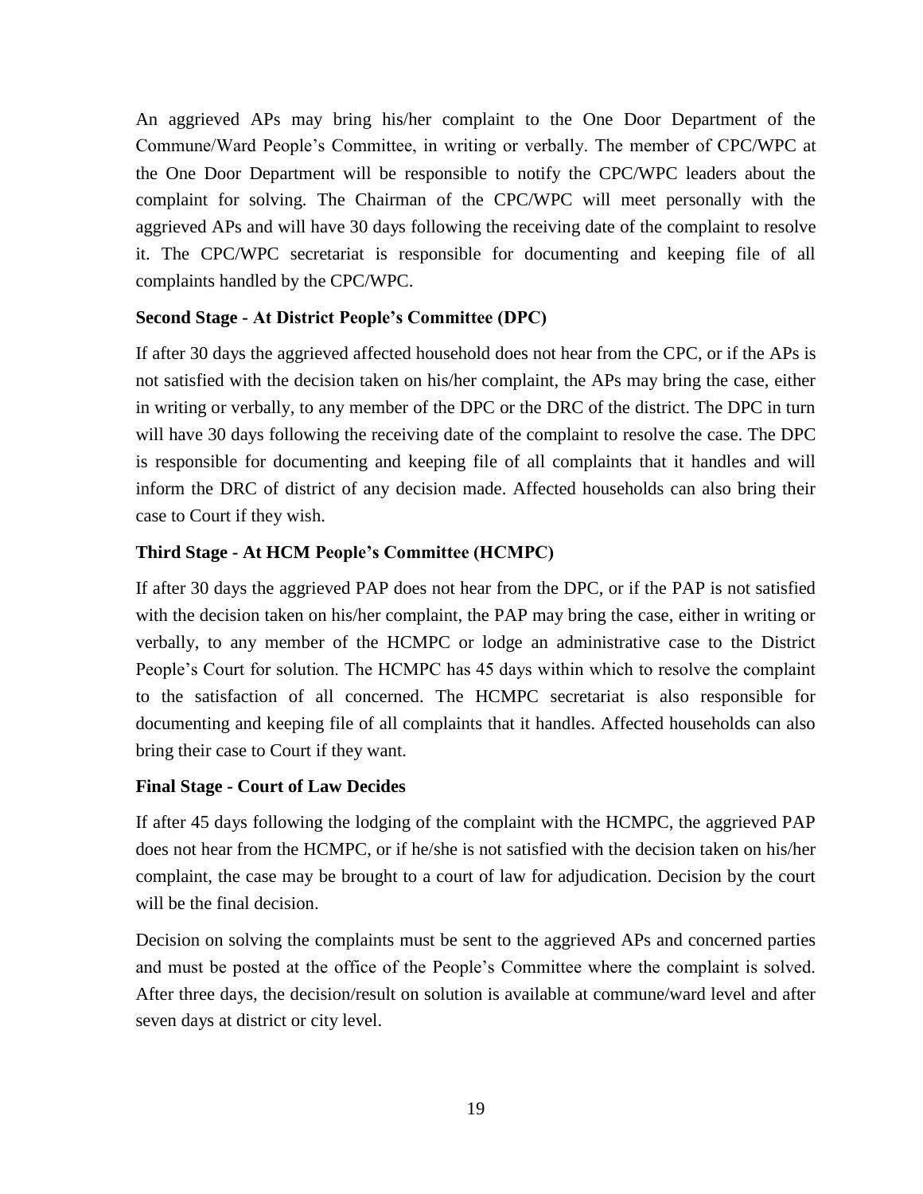An aggrieved APs may bring his/her complaint to the One Door Department of the Commune/Ward People's Committee, in writing or verbally. The member of CPC/WPC at the One Door Department will be responsible to notify the CPC/WPC leaders about the complaint for solving. The Chairman of the CPC/WPC will meet personally with the aggrieved APs and will have 30 days following the receiving date of the complaint to resolve it. The CPC/WPC secretariat is responsible for documenting and keeping file of all complaints handled by the CPC/WPC.

**Second Stage - At District People's Committee (DPC)**

If after 30 days the aggrieved affected household does not hear from the CPC, or if the APs is not satisfied with the decision taken on his/her complaint, the APs may bring the case, either in writing or verbally, to any member of the DPC or the DRC of the district. The DPC in turn will have 30 days following the receiving date of the complaint to resolve the case. The DPC is responsible for documenting and keeping file of all complaints that it handles and will inform the DRC of district of any decision made. Affected households can also bring their case to Court if they wish.

**Third Stage - At HCM People's Committee (HCMPC)**

If after 30 days the aggrieved PAP does not hear from the DPC, or if the PAP is not satisfied with the decision taken on his/her complaint, the PAP may bring the case, either in writing or verbally, to any member of the HCMPC or lodge an administrative case to the District People's Court for solution. The HCMPC has 45 days within which to resolve the complaint to the satisfaction of all concerned. The HCMPC secretariat is also responsible for documenting and keeping file of all complaints that it handles. Affected households can also bring their case to Court if they want.

**Final Stage - Court of Law Decides**

If after 45 days following the lodging of the complaint with the HCMPC, the aggrieved PAP does not hear from the HCMPC, or if he/she is not satisfied with the decision taken on his/her complaint, the case may be brought to a court of law for adjudication. Decision by the court will be the final decision.

Decision on solving the complaints must be sent to the aggrieved APs and concerned parties and must be posted at the office of the People's Committee where the complaint is solved. After three days, the decision/result on solution is available at commune/ward level and after seven days at district or city level.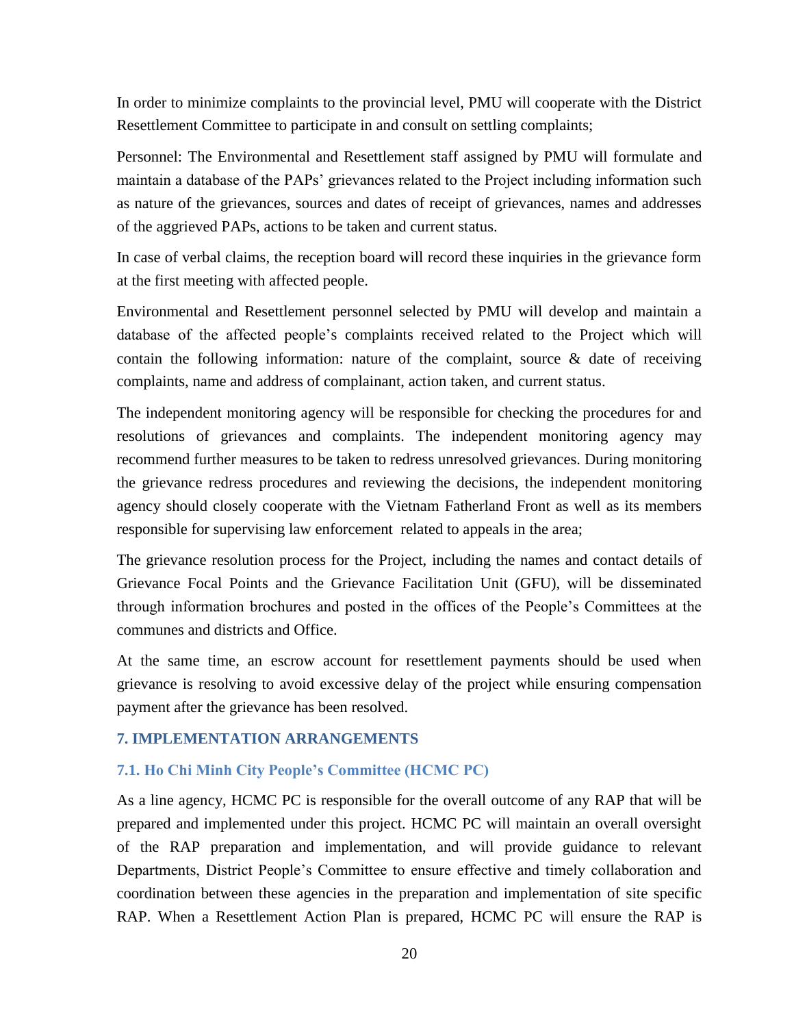In order to minimize complaints to the provincial level, PMU will cooperate with the District Resettlement Committee to participate in and consult on settling complaints;

Personnel: The Environmental and Resettlement staff assigned by PMU will formulate and maintain a database of the PAPs' grievances related to the Project including information such as nature of the grievances, sources and dates of receipt of grievances, names and addresses of the aggrieved PAPs, actions to be taken and current status.

In case of verbal claims, the reception board will record these inquiries in the grievance form at the first meeting with affected people.

Environmental and Resettlement personnel selected by PMU will develop and maintain a database of the affected people's complaints received related to the Project which will contain the following information: nature of the complaint, source & date of receiving complaints, name and address of complainant, action taken, and current status.

The independent monitoring agency will be responsible for checking the procedures for and resolutions of grievances and complaints. The independent monitoring agency may recommend further measures to be taken to redress unresolved grievances. During monitoring the grievance redress procedures and reviewing the decisions, the independent monitoring agency should closely cooperate with the Vietnam Fatherland Front as well as its members responsible for supervising law enforcement related to appeals in the area;

The grievance resolution process for the Project, including the names and contact details of Grievance Focal Points and the Grievance Facilitation Unit (GFU), will be disseminated through information brochures and posted in the offices of the People's Committees at the communes and districts and Office.

At the same time, an escrow account for resettlement payments should be used when grievance is resolving to avoid excessive delay of the project while ensuring compensation payment after the grievance has been resolved.

## 7. IMPLEMENTATION ARRANGEMENTS

### 7.1. Ho Chi Minh City People's Committee (HCMC PC)

As a line agency, HCMC PC is responsible for the overall outcome of any RAP that will be prepared and implemented under this project. HCMC PC will maintain an overall oversight of the RAP preparation and implementation, and will provide guidance to relevant Departments, District People's Committee to ensure effective and timely collaboration and coordination between these agencies in the preparation and implementation of site specific RAP. When a Resettlement Action Plan is prepared, HCMC PC will ensure the RAP is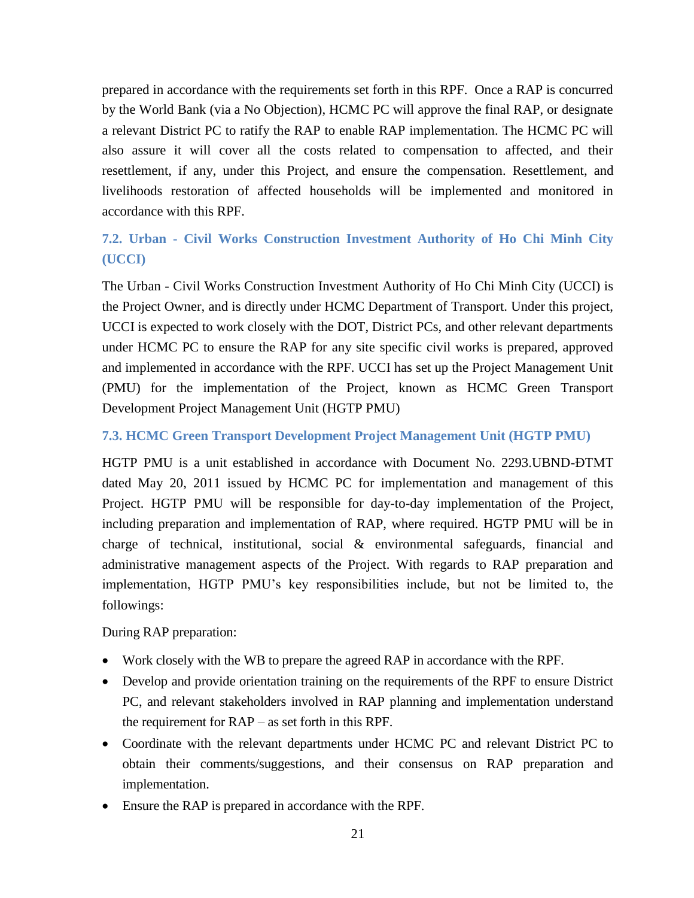prepared in accordance with the requirements set forth in this RPF. Once a RAP is concurred by the World Bank (via a No Objection), HCMC PC will approve the final RAP, or designate a relevant District PC to ratify the RAP to enable RAP implementation. The HCMC PC will also assure it will cover all the costs related to compensation to affected, and their resettlement, if any, under this Project, and ensure the compensation. Resettlement, and livelihoods restoration of affected households will be implemented and monitored in accordance with this RPF.

### 7.2. Urban - Civil Works Construction Investment Authority of Ho Chi Minh City (UCCI)

The Urban - Civil Works Construction Investment Authority of Ho Chi Minh City (UCCI) is the Project Owner, and is directly under HCMC Department of Transport. Under this project, UCCI is expected to work closely with the DOT, District PCs, and other relevant departments under HCMC PC to ensure the RAP for any site specific civil works is prepared, approved and implemented in accordance with the RPF. UCCI has set up the Project Management Unit (PMU) for the implementation of the Project, known as HCMC Green Transport Development Project Management Unit (HGTP PMU)

### 7.3. HCMC Green Transport Development Project Management Unit (HGTP PMU)

HGTP PMU is a unit established in accordance with Document No. 2293.UBND-ĐTMT dated May 20, 2011 issued by HCMC PC for implementation and management of this Project. HGTP PMU will be responsible for day-to-day implementation of the Project, including preparation and implementation of RAP, where required. HGTP PMU will be in charge of technical, institutional, social & environmental safeguards, financial and administrative management aspects of the Project. With regards to RAP preparation and implementation, HGTP PMU's key responsibilities include, but not be limited to, the followings:

During RAP preparation:

- Work closely with the WB to prepare the agreed RAP in accordance with the RPF.
- Develop and provide orientation training on the requirements of the RPF to ensure District PC, and relevant stakeholders involved in RAP planning and implementation understand the requirement for RAP – as set forth in this RPF.
- Coordinate with the relevant departments under HCMC PC and relevant District PC to obtain their comments/suggestions, and their consensus on RAP preparation and implementation.
- Ensure the RAP is prepared in accordance with the RPF.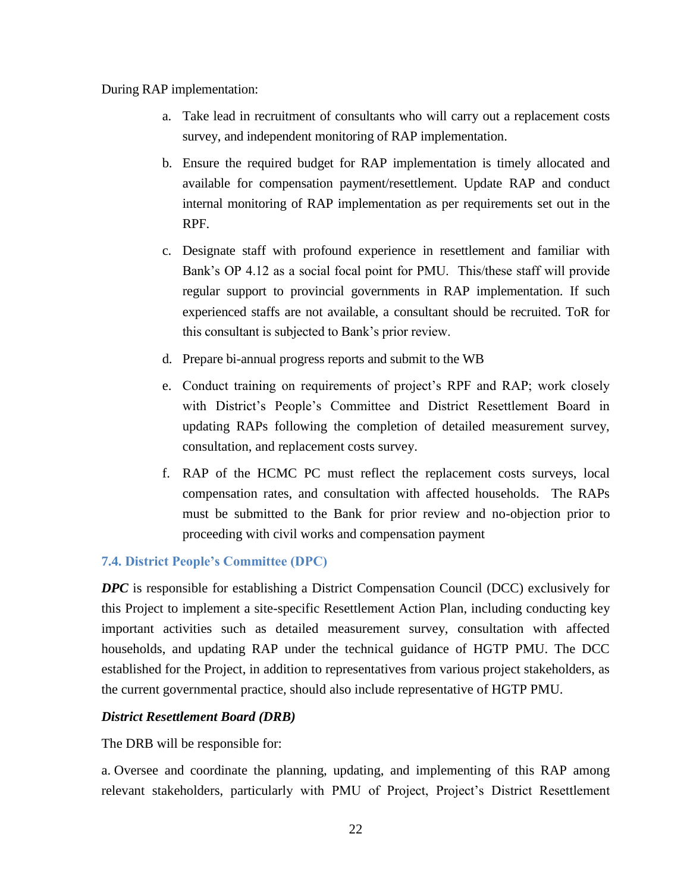During RAP implementation:

a. Take lead in recruitment of consultants who will carry out a replacement costs survey, and independent monitoring of RAP implementation.

b. Ensure the required budget for RAP implementation is timely allocated and available for compensation payment/resettlement. Update RAP and conduct internal monitoring of RAP implementation as per requirements set out in the RPF.

c. Designate staff with profound experience in resettlement and familiar with Bank's OP 4.12 as a social focal point for PMU. This/these staff will provide regular support to provincial governments in RAP implementation. If such experienced staffs are not available, a consultant should be recruited. ToR for this consultant is subjected to Bank's prior review.

d. Prepare bi-annual progress reports and submit to the WB

e. Conduct training on requirements of project's RPF and RAP; work closely with District's People's Committee and District Resettlement Board in updating RAPs following the completion of detailed measurement survey, consultation, and replacement costs survey.

f. RAP of the HCMC PC must reflect the replacement costs surveys, local compensation rates, and consultation with affected households. The RAPs must be submitted to the Bank for prior review and no-objection prior to proceeding with civil works and compensation payment

### 7.4. District People's Committee (DPC)

***DPC*** is responsible for establishing a District Compensation Council (DCC) exclusively for this Project to implement a site-specific Resettlement Action Plan, including conducting key important activities such as detailed measurement survey, consultation with affected households, and updating RAP under the technical guidance of HGTP PMU. The DCC established for the Project, in addition to representatives from various project stakeholders, as the current governmental practice, should also include representative of HGTP PMU.

***District Resettlement Board (DRB)***

The DRB will be responsible for:

a. Oversee and coordinate the planning, updating, and implementing of this RAP among relevant stakeholders, particularly with PMU of Project, Project's District Resettlement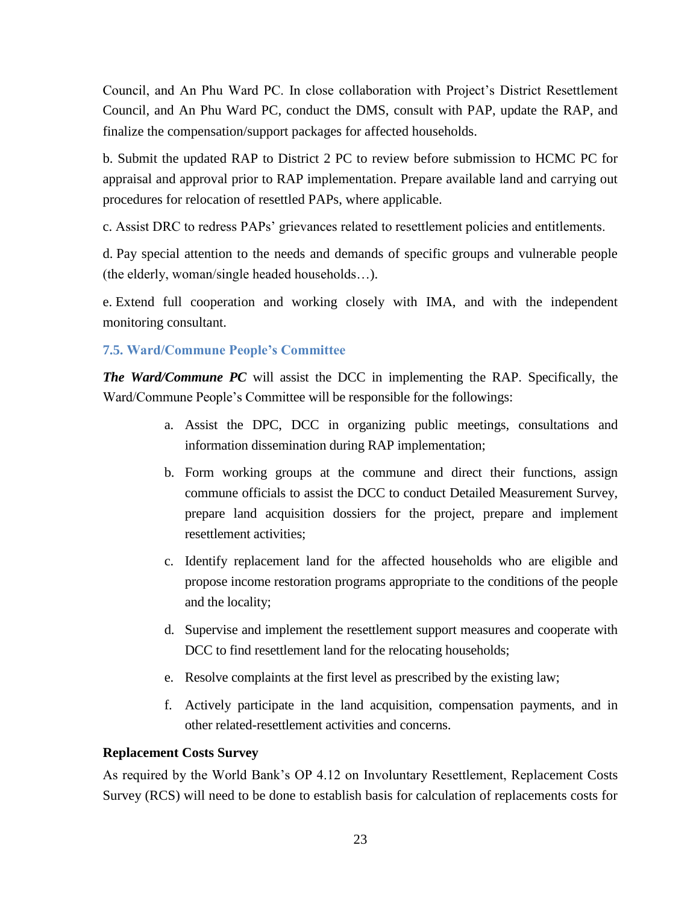Council, and An Phu Ward PC. In close collaboration with Project's District Resettlement Council, and An Phu Ward PC, conduct the DMS, consult with PAP, update the RAP, and finalize the compensation/support packages for affected households.

b. Submit the updated RAP to District 2 PC to review before submission to HCMC PC for appraisal and approval prior to RAP implementation. Prepare available land and carrying out procedures for relocation of resettled PAPs, where applicable.

c. Assist DRC to redress PAPs' grievances related to resettlement policies and entitlements.

d. Pay special attention to the needs and demands of specific groups and vulnerable people (the elderly, woman/single headed households…).

e. Extend full cooperation and working closely with IMA, and with the independent monitoring consultant.

### 7.5. Ward/Commune People's Committee

***The Ward/Commune PC*** will assist the DCC in implementing the RAP. Specifically, the Ward/Commune People's Committee will be responsible for the followings:

a. Assist the DPC, DCC in organizing public meetings, consultations and information dissemination during RAP implementation;

b. Form working groups at the commune and direct their functions, assign commune officials to assist the DCC to conduct Detailed Measurement Survey, prepare land acquisition dossiers for the project, prepare and implement resettlement activities;

c. Identify replacement land for the affected households who are eligible and propose income restoration programs appropriate to the conditions of the people and the locality;

d. Supervise and implement the resettlement support measures and cooperate with DCC to find resettlement land for the relocating households;

e. Resolve complaints at the first level as prescribed by the existing law;

f. Actively participate in the land acquisition, compensation payments, and in other related-resettlement activities and concerns.

**Replacement Costs Survey**

As required by the World Bank's OP 4.12 on Involuntary Resettlement, Replacement Costs Survey (RCS) will need to be done to establish basis for calculation of replacements costs for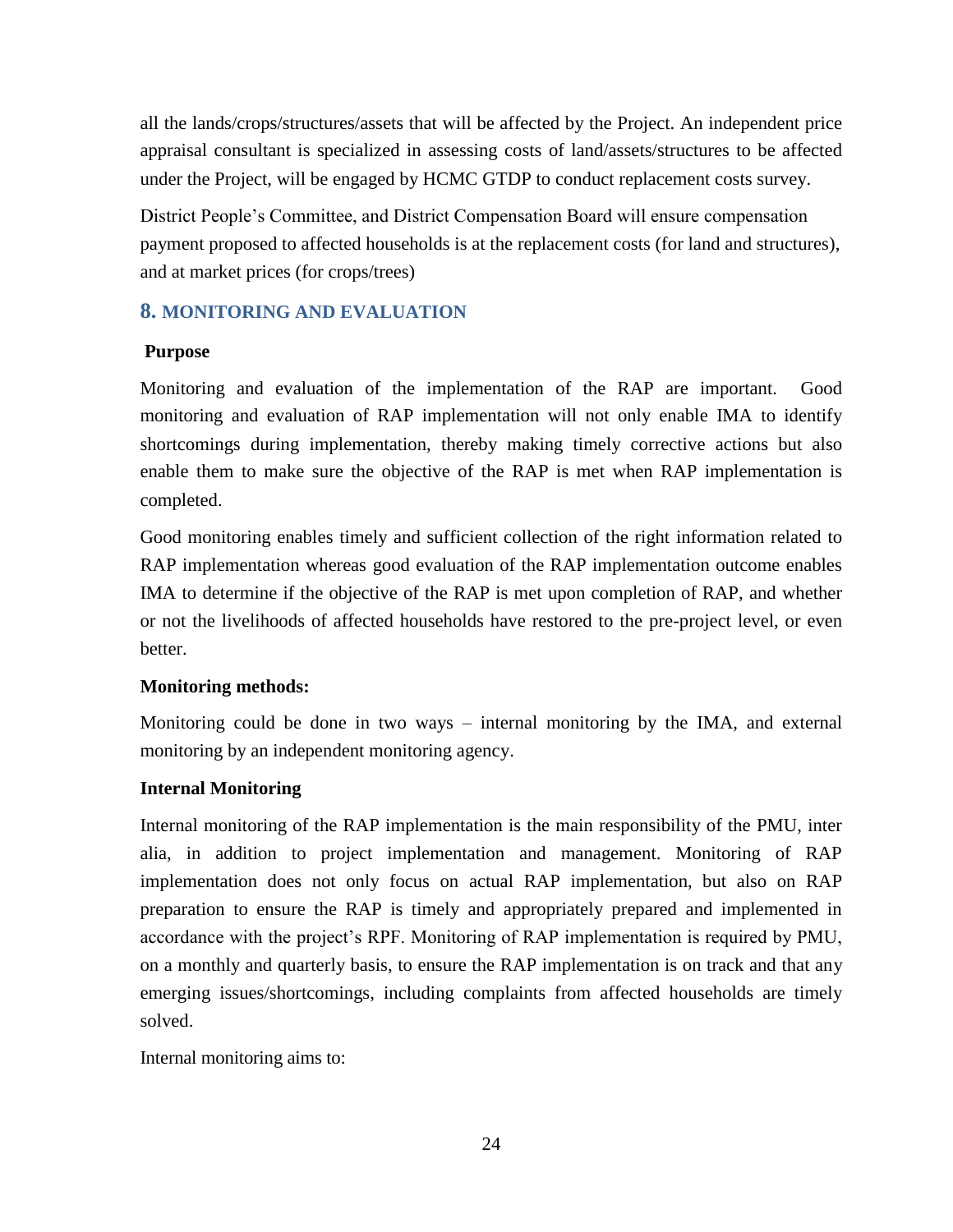all the lands/crops/structures/assets that will be affected by the Project. An independent price appraisal consultant is specialized in assessing costs of land/assets/structures to be affected under the Project, will be engaged by HCMC GTDP to conduct replacement costs survey.

District People's Committee, and District Compensation Board will ensure compensation payment proposed to affected households is at the replacement costs (for land and structures), and at market prices (for crops/trees)

## 8. MONITORING AND EVALUATION

**Purpose**

Monitoring and evaluation of the implementation of the RAP are important. Good monitoring and evaluation of RAP implementation will not only enable IMA to identify shortcomings during implementation, thereby making timely corrective actions but also enable them to make sure the objective of the RAP is met when RAP implementation is completed.

Good monitoring enables timely and sufficient collection of the right information related to RAP implementation whereas good evaluation of the RAP implementation outcome enables IMA to determine if the objective of the RAP is met upon completion of RAP, and whether or not the livelihoods of affected households have restored to the pre-project level, or even better.

**Monitoring methods:**

Monitoring could be done in two ways – internal monitoring by the IMA, and external monitoring by an independent monitoring agency.

**Internal Monitoring**

Internal monitoring of the RAP implementation is the main responsibility of the PMU, inter alia, in addition to project implementation and management. Monitoring of RAP implementation does not only focus on actual RAP implementation, but also on RAP preparation to ensure the RAP is timely and appropriately prepared and implemented in accordance with the project's RPF. Monitoring of RAP implementation is required by PMU, on a monthly and quarterly basis, to ensure the RAP implementation is on track and that any emerging issues/shortcomings, including complaints from affected households are timely solved.

Internal monitoring aims to: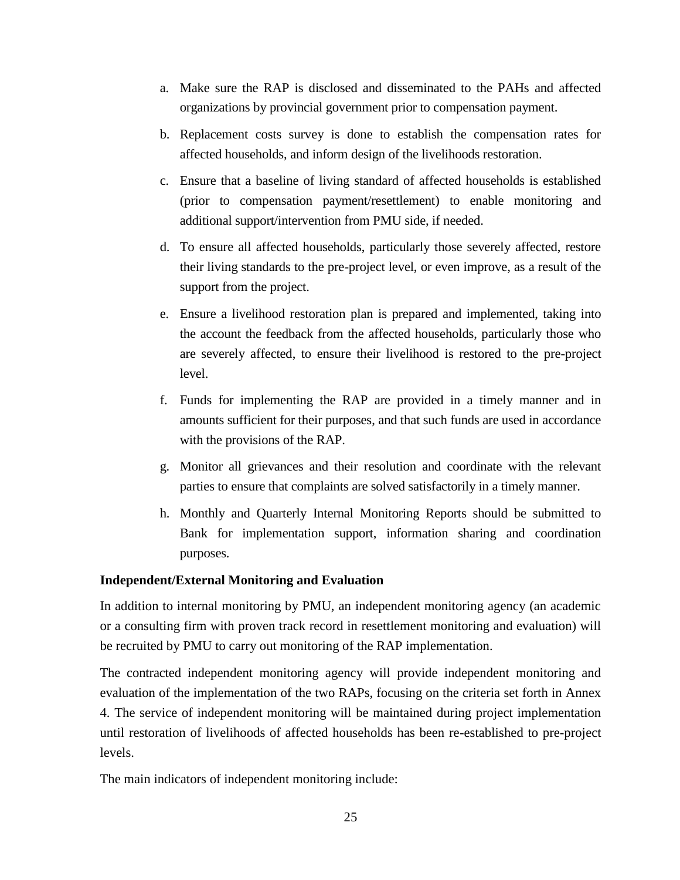a. Make sure the RAP is disclosed and disseminated to the PAHs and affected organizations by provincial government prior to compensation payment.

b. Replacement costs survey is done to establish the compensation rates for affected households, and inform design of the livelihoods restoration.

c. Ensure that a baseline of living standard of affected households is established (prior to compensation payment/resettlement) to enable monitoring and additional support/intervention from PMU side, if needed.

d. To ensure all affected households, particularly those severely affected, restore their living standards to the pre-project level, or even improve, as a result of the support from the project.

e. Ensure a livelihood restoration plan is prepared and implemented, taking into the account the feedback from the affected households, particularly those who are severely affected, to ensure their livelihood is restored to the pre-project level.

f. Funds for implementing the RAP are provided in a timely manner and in amounts sufficient for their purposes, and that such funds are used in accordance with the provisions of the RAP.

g. Monitor all grievances and their resolution and coordinate with the relevant parties to ensure that complaints are solved satisfactorily in a timely manner.

h. Monthly and Quarterly Internal Monitoring Reports should be submitted to Bank for implementation support, information sharing and coordination purposes.

**Independent/External Monitoring and Evaluation**

In addition to internal monitoring by PMU, an independent monitoring agency (an academic or a consulting firm with proven track record in resettlement monitoring and evaluation) will be recruited by PMU to carry out monitoring of the RAP implementation.

The contracted independent monitoring agency will provide independent monitoring and evaluation of the implementation of the two RAPs, focusing on the criteria set forth in Annex 4. The service of independent monitoring will be maintained during project implementation until restoration of livelihoods of affected households has been re-established to pre-project levels.

The main indicators of independent monitoring include: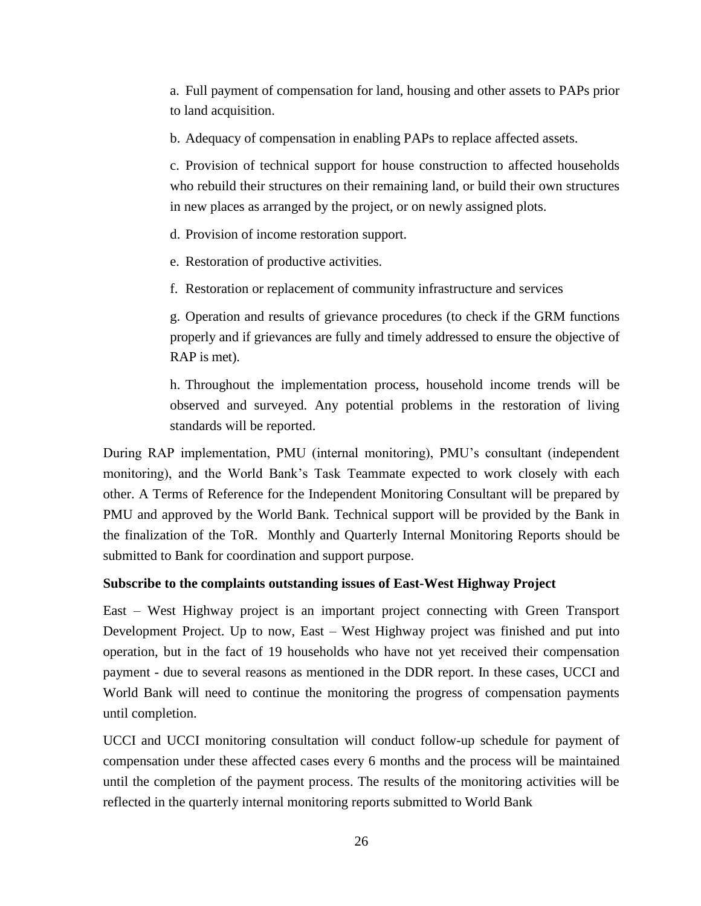a. Full payment of compensation for land, housing and other assets to PAPs prior to land acquisition.

b. Adequacy of compensation in enabling PAPs to replace affected assets.

c. Provision of technical support for house construction to affected households who rebuild their structures on their remaining land, or build their own structures in new places as arranged by the project, or on newly assigned plots.

d. Provision of income restoration support.

e. Restoration of productive activities.

f. Restoration or replacement of community infrastructure and services

g. Operation and results of grievance procedures (to check if the GRM functions properly and if grievances are fully and timely addressed to ensure the objective of RAP is met).

h. Throughout the implementation process, household income trends will be observed and surveyed. Any potential problems in the restoration of living standards will be reported.

During RAP implementation, PMU (internal monitoring), PMU's consultant (independent monitoring), and the World Bank's Task Teammate expected to work closely with each other. A Terms of Reference for the Independent Monitoring Consultant will be prepared by PMU and approved by the World Bank. Technical support will be provided by the Bank in the finalization of the ToR. Monthly and Quarterly Internal Monitoring Reports should be submitted to Bank for coordination and support purpose.

**Subscribe to the complaints outstanding issues of East-West Highway Project**

East – West Highway project is an important project connecting with Green Transport Development Project. Up to now, East – West Highway project was finished and put into operation, but in the fact of 19 households who have not yet received their compensation payment - due to several reasons as mentioned in the DDR report. In these cases, UCCI and World Bank will need to continue the monitoring the progress of compensation payments until completion.

UCCI and UCCI monitoring consultation will conduct follow-up schedule for payment of compensation under these affected cases every 6 months and the process will be maintained until the completion of the payment process. The results of the monitoring activities will be reflected in the quarterly internal monitoring reports submitted to World Bank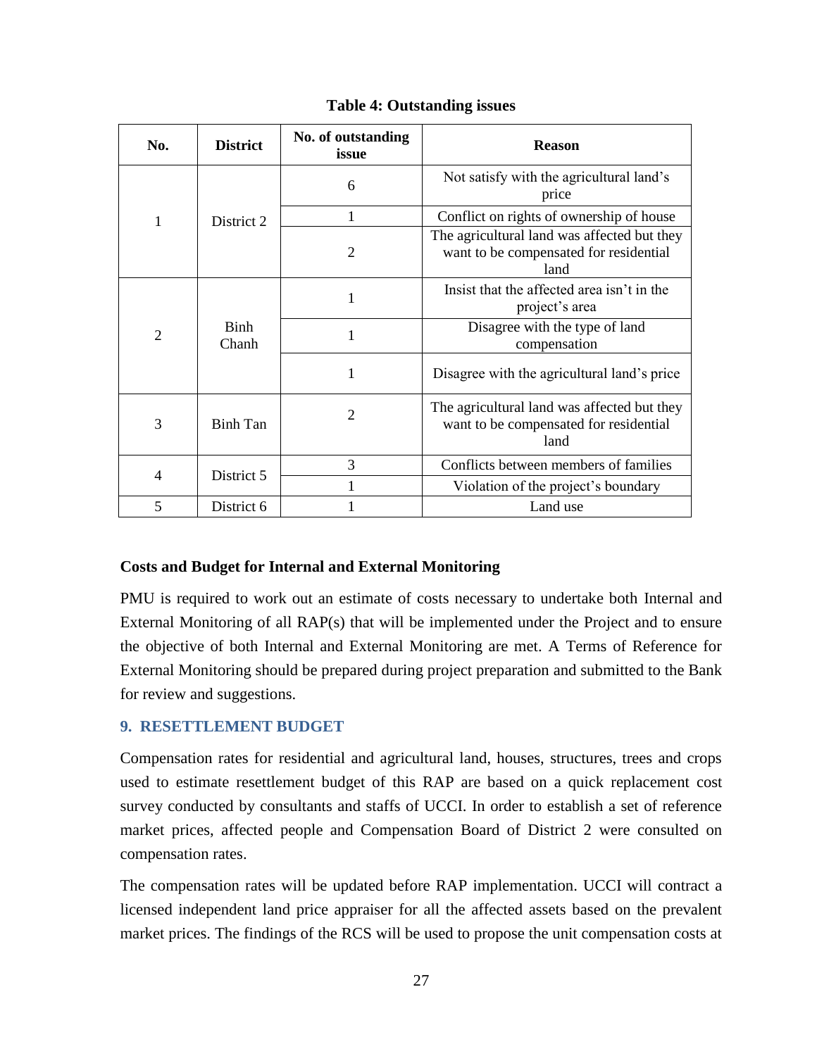**Table 4: Outstanding issues**

| No. | District | No. of outstanding issue | Reason |
|---|---|---|---|
| 1 | District 2 | 6 | Not satisfy with the agricultural land's price |
| | | 1 | Conflict on rights of ownership of house |
| | | 2 | The agricultural land was affected but they want to be compensated for residential land |
| 2 | Binh Chanh | 1 | Insist that the affected area isn't in the project's area |
| | | 1 | Disagree with the type of land compensation |
| | | 1 | Disagree with the agricultural land's price |
| 3 | Binh Tan | 2 | The agricultural land was affected but they want to be compensated for residential land |
| 4 | District 5 | 3 | Conflicts between members of families |
| | | 1 | Violation of the project's boundary |
| 5 | District 6 | 1 | Land use |

**Costs and Budget for Internal and External Monitoring**

PMU is required to work out an estimate of costs necessary to undertake both Internal and External Monitoring of all RAP(s) that will be implemented under the Project and to ensure the objective of both Internal and External Monitoring are met. A Terms of Reference for External Monitoring should be prepared during project preparation and submitted to the Bank for review and suggestions.

## 9. RESETTLEMENT BUDGET

Compensation rates for residential and agricultural land, houses, structures, trees and crops used to estimate resettlement budget of this RAP are based on a quick replacement cost survey conducted by consultants and staffs of UCCI. In order to establish a set of reference market prices, affected people and Compensation Board of District 2 were consulted on compensation rates.

The compensation rates will be updated before RAP implementation. UCCI will contract a licensed independent land price appraiser for all the affected assets based on the prevalent market prices. The findings of the RCS will be used to propose the unit compensation costs at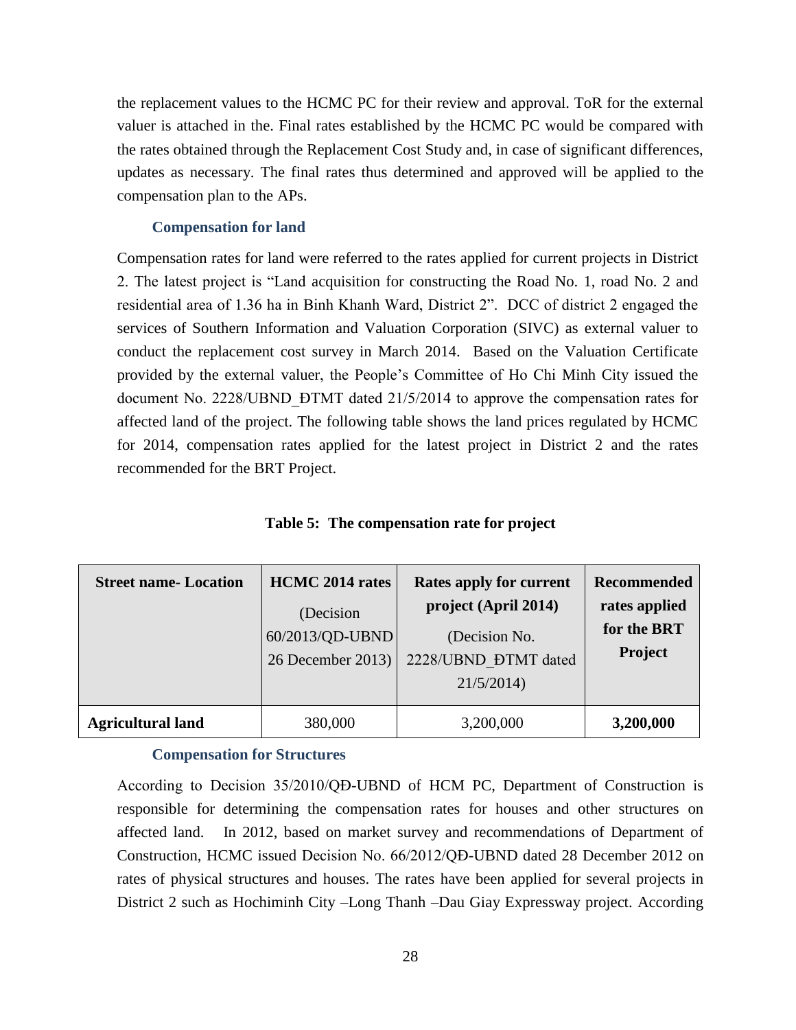the replacement values to the HCMC PC for their review and approval. ToR for the external valuer is attached in the. Final rates established by the HCMC PC would be compared with the rates obtained through the Replacement Cost Study and, in case of significant differences, updates as necessary. The final rates thus determined and approved will be applied to the compensation plan to the APs.

### Compensation for land

Compensation rates for land were referred to the rates applied for current projects in District 2. The latest project is "Land acquisition for constructing the Road No. 1, road No. 2 and residential area of 1.36 ha in Binh Khanh Ward, District 2". DCC of district 2 engaged the services of Southern Information and Valuation Corporation (SIVC) as external valuer to conduct the replacement cost survey in March 2014. Based on the Valuation Certificate provided by the external valuer, the People's Committee of Ho Chi Minh City issued the document No. 2228/UBND_ĐTMT dated 21/5/2014 to approve the compensation rates for affected land of the project. The following table shows the land prices regulated by HCMC for 2014, compensation rates applied for the latest project in District 2 and the rates recommended for the BRT Project.

**Table 5: The compensation rate for project**

| Street name- Location | HCMC 2014 rates (Decision 60/2013/QD-UBND 26 December 2013) | Rates apply for current project (April 2014) (Decision No. 2228/UBND_ĐTMT dated 21/5/2014) | Recommended rates applied for the BRT Project |
|---|---|---|---|
| **Agricultural land** | 380,000 | 3,200,000 | **3,200,000** |

### Compensation for Structures

According to Decision 35/2010/QĐ-UBND of HCM PC, Department of Construction is responsible for determining the compensation rates for houses and other structures on affected land. In 2012, based on market survey and recommendations of Department of Construction, HCMC issued Decision No. 66/2012/QĐ-UBND dated 28 December 2012 on rates of physical structures and houses. The rates have been applied for several projects in District 2 such as Hochiminh City –Long Thanh –Dau Giay Expressway project. According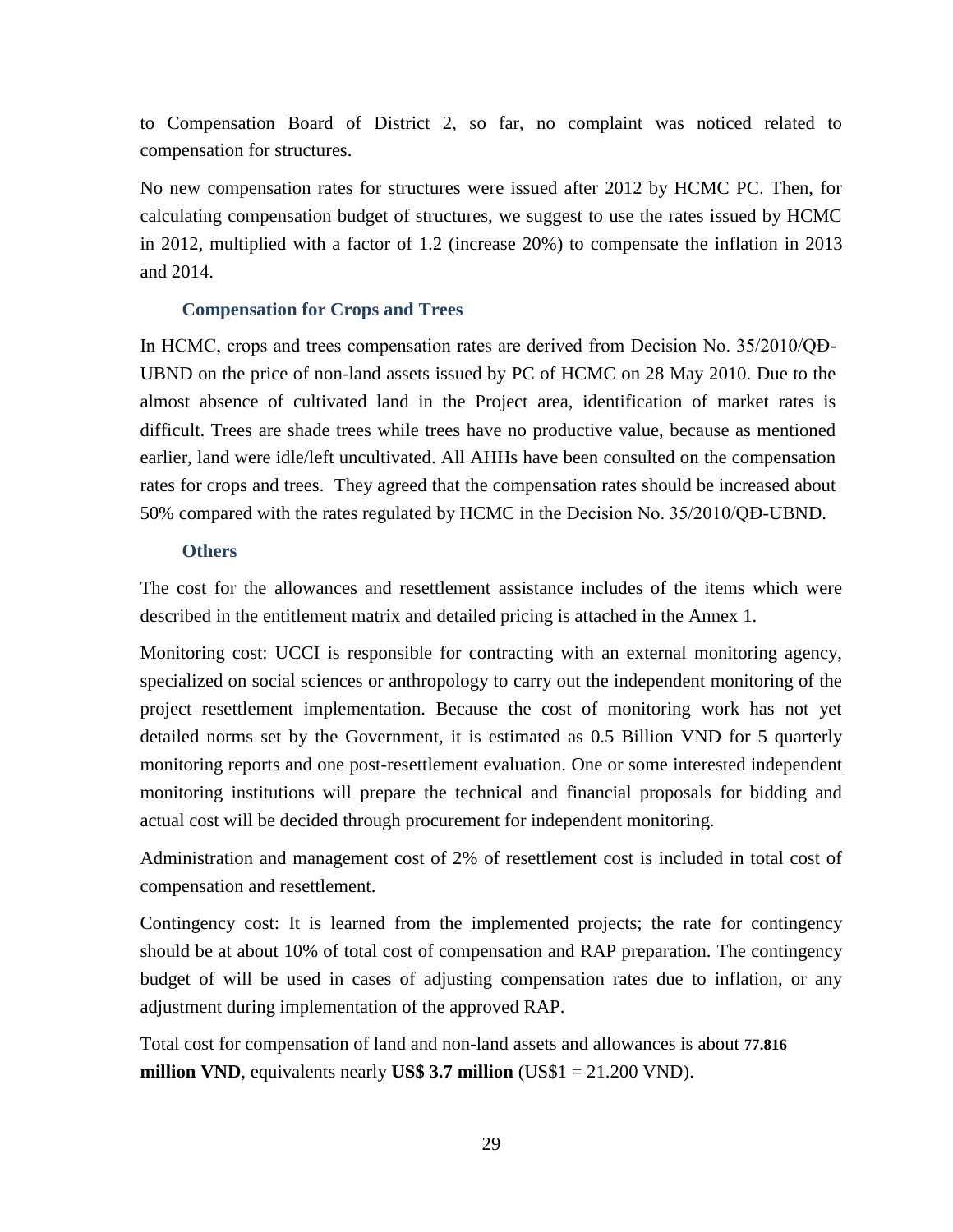to Compensation Board of District 2, so far, no complaint was noticed related to compensation for structures.

No new compensation rates for structures were issued after 2012 by HCMC PC. Then, for calculating compensation budget of structures, we suggest to use the rates issued by HCMC in 2012, multiplied with a factor of 1.2 (increase 20%) to compensate the inflation in 2013 and 2014.

### Compensation for Crops and Trees

In HCMC, crops and trees compensation rates are derived from Decision No. 35/2010/QĐ-UBND on the price of non-land assets issued by PC of HCMC on 28 May 2010. Due to the almost absence of cultivated land in the Project area, identification of market rates is difficult. Trees are shade trees while trees have no productive value, because as mentioned earlier, land were idle/left uncultivated. All AHHs have been consulted on the compensation rates for crops and trees. They agreed that the compensation rates should be increased about 50% compared with the rates regulated by HCMC in the Decision No. 35/2010/QĐ-UBND.

### Others

The cost for the allowances and resettlement assistance includes of the items which were described in the entitlement matrix and detailed pricing is attached in the Annex 1.

Monitoring cost: UCCI is responsible for contracting with an external monitoring agency, specialized on social sciences or anthropology to carry out the independent monitoring of the project resettlement implementation. Because the cost of monitoring work has not yet detailed norms set by the Government, it is estimated as 0.5 Billion VND for 5 quarterly monitoring reports and one post-resettlement evaluation. One or some interested independent monitoring institutions will prepare the technical and financial proposals for bidding and actual cost will be decided through procurement for independent monitoring.

Administration and management cost of 2% of resettlement cost is included in total cost of compensation and resettlement.

Contingency cost: It is learned from the implemented projects; the rate for contingency should be at about 10% of total cost of compensation and RAP preparation. The contingency budget of will be used in cases of adjusting compensation rates due to inflation, or any adjustment during implementation of the approved RAP.

Total cost for compensation of land and non-land assets and allowances is about **77.816 million VND**, equivalents nearly **US$ 3.7 million** (US$1 = 21.200 VND).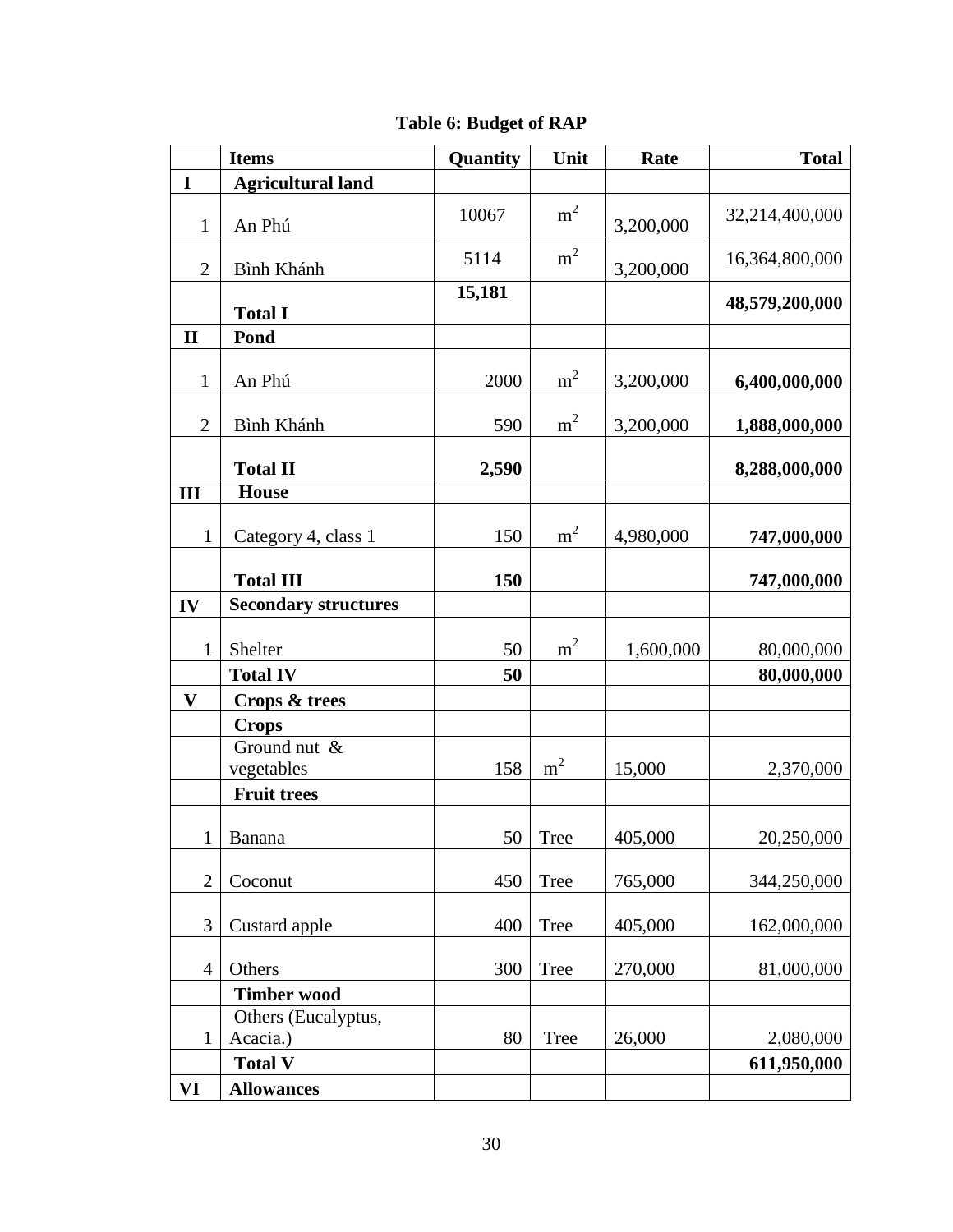**Table 6: Budget of RAP**

| | Items | Quantity | Unit | Rate | Total |
|---|---|---|---|---|---|
| **I** | **Agricultural land** | | | | |
| 1 | An Phú | 10067 | $m^2$ | 3,200,000 | 32,214,400,000 |
| 2 | Bình Khánh | 5114 | $m^2$ | 3,200,000 | 16,364,800,000 |
| | **Total I** | **15,181** | | | **48,579,200,000** |
| **II** | **Pond** | | | | |
| 1 | An Phú | 2000 | $m^2$ | 3,200,000 | **6,400,000,000** |
| 2 | Bình Khánh | 590 | $m^2$ | 3,200,000 | **1,888,000,000** |
| | **Total II** | **2,590** | | | **8,288,000,000** |
| **III** | **House** | | | | |
| 1 | Category 4, class 1 | 150 | $m^2$ | 4,980,000 | **747,000,000** |
| | **Total III** | **150** | | | **747,000,000** |
| **IV** | **Secondary structures** | | | | |
| 1 | Shelter | 50 | $m^2$ | 1,600,000 | 80,000,000 |
| | **Total IV** | **50** | | | **80,000,000** |
| **V** | **Crops & trees** | | | | |
| | **Crops** | | | | |
| | Ground nut & vegetables | 158 | $m^2$ | 15,000 | 2,370,000 |
| | **Fruit trees** | | | | |
| 1 | Banana | 50 | Tree | 405,000 | 20,250,000 |
| 2 | Coconut | 450 | Tree | 765,000 | 344,250,000 |
| 3 | Custard apple | 400 | Tree | 405,000 | 162,000,000 |
| 4 | Others | 300 | Tree | 270,000 | 81,000,000 |
| | **Timber wood** | | | | |
| 1 | Others (Eucalyptus, Acacia.) | 80 | Tree | 26,000 | 2,080,000 |
| | **Total V** | | | | **611,950,000** |
| **VI** | **Allowances** | | | | |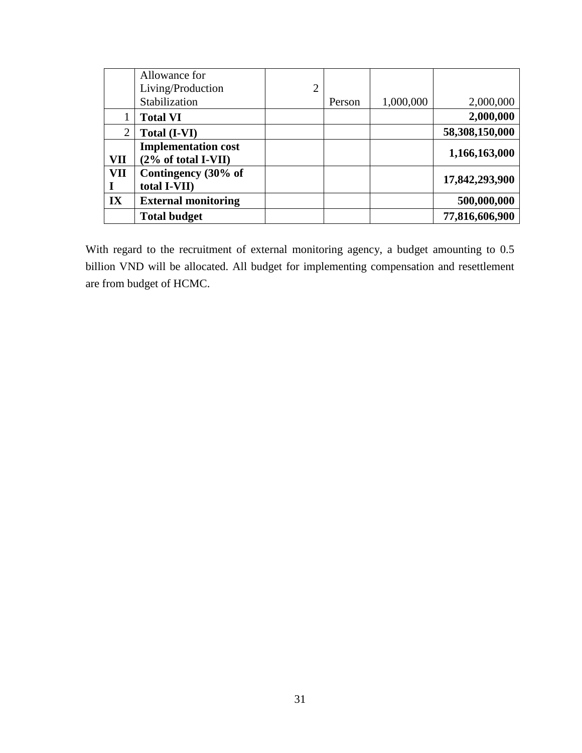| | | | | | |
|---|---|---|---|---|---|
| | Allowance for Living/Production Stabilization | 2 | Person | 1,000,000 | 2,000,000 |
| 1 | **Total VI** | | | | **2,000,000** |
| 2 | **Total (I-VI)** | | | | **58,308,150,000** |
| **VII** | **Implementation cost (2% of total I-VII)** | | | | **1,166,163,000** |
| **VIII** | **Contingency (30% of total I-VII)** | | | | **17,842,293,900** |
| **IX** | **External monitoring** | | | | **500,000,000** |
| | **Total budget** | | | | **77,816,606,900** |

With regard to the recruitment of external monitoring agency, a budget amounting to 0.5 billion VND will be allocated. All budget for implementing compensation and resettlement are from budget of HCMC.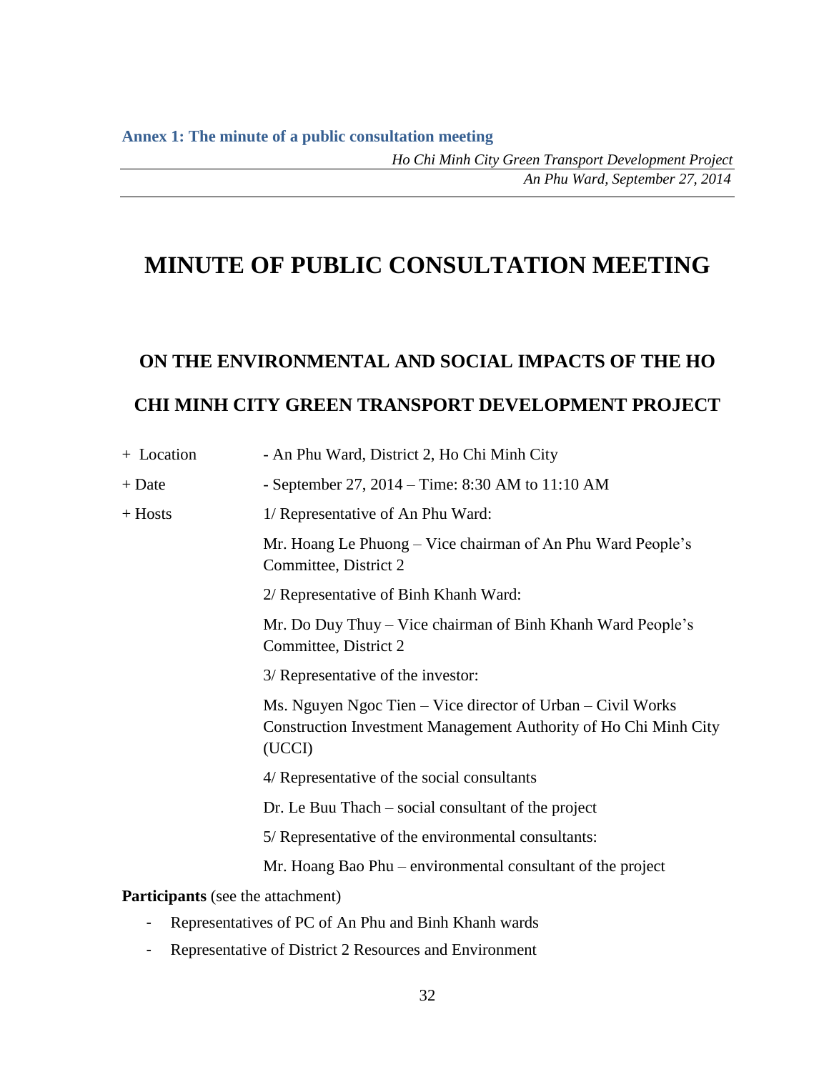### Annex 1: The minute of a public consultation meeting

*Ho Chi Minh City Green Transport Development Project*

*An Phu Ward, September 27, 2014*

# MINUTE OF PUBLIC CONSULTATION MEETING

## ON THE ENVIRONMENTAL AND SOCIAL IMPACTS OF THE HO CHI MINH CITY GREEN TRANSPORT DEVELOPMENT PROJECT

+ Location - An Phu Ward, District 2, Ho Chi Minh City

+ Date - September 27, 2014 – Time: 8:30 AM to 11:10 AM

+ Hosts

1/ Representative of An Phu Ward:

Mr. Hoang Le Phuong – Vice chairman of An Phu Ward People's Committee, District 2

2/ Representative of Binh Khanh Ward:

Mr. Do Duy Thuy – Vice chairman of Binh Khanh Ward People's Committee, District 2

3/ Representative of the investor:

Ms. Nguyen Ngoc Tien – Vice director of Urban – Civil Works Construction Investment Management Authority of Ho Chi Minh City (UCCI)

4/ Representative of the social consultants

Dr. Le Buu Thach – social consultant of the project

5/ Representative of the environmental consultants:

Mr. Hoang Bao Phu – environmental consultant of the project

**Participants** (see the attachment)

- Representatives of PC of An Phu and Binh Khanh wards
- Representative of District 2 Resources and Environment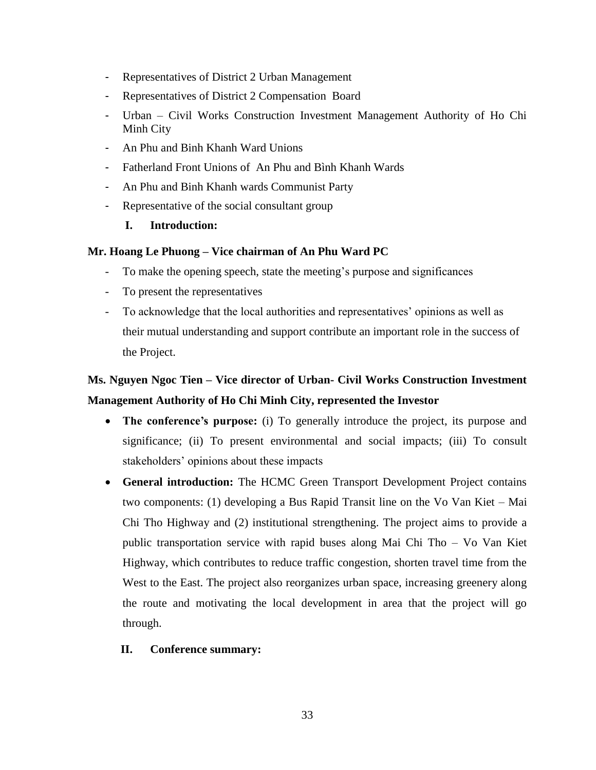- Representatives of District 2 Urban Management
- Representatives of District 2 Compensation Board
- Urban – Civil Works Construction Investment Management Authority of Ho Chi Minh City
- An Phu and Binh Khanh Ward Unions
- Fatherland Front Unions of An Phu and Bình Khanh Wards
- An Phu and Binh Khanh wards Communist Party
- Representative of the social consultant group

## I. Introduction:

**Mr. Hoang Le Phuong – Vice chairman of An Phu Ward PC**

- To make the opening speech, state the meeting's purpose and significances
- To present the representatives
- To acknowledge that the local authorities and representatives' opinions as well as their mutual understanding and support contribute an important role in the success of the Project.

**Ms. Nguyen Ngoc Tien – Vice director of Urban- Civil Works Construction Investment Management Authority of Ho Chi Minh City, represented the Investor**

- **The conference's purpose:** (i) To generally introduce the project, its purpose and significance; (ii) To present environmental and social impacts; (iii) To consult stakeholders' opinions about these impacts
- **General introduction:** The HCMC Green Transport Development Project contains two components: (1) developing a Bus Rapid Transit line on the Vo Van Kiet – Mai Chi Tho Highway and (2) institutional strengthening. The project aims to provide a public transportation service with rapid buses along Mai Chi Tho – Vo Van Kiet Highway, which contributes to reduce traffic congestion, shorten travel time from the West to the East. The project also reorganizes urban space, increasing greenery along the route and motivating the local development in area that the project will go through.

## II. Conference summary: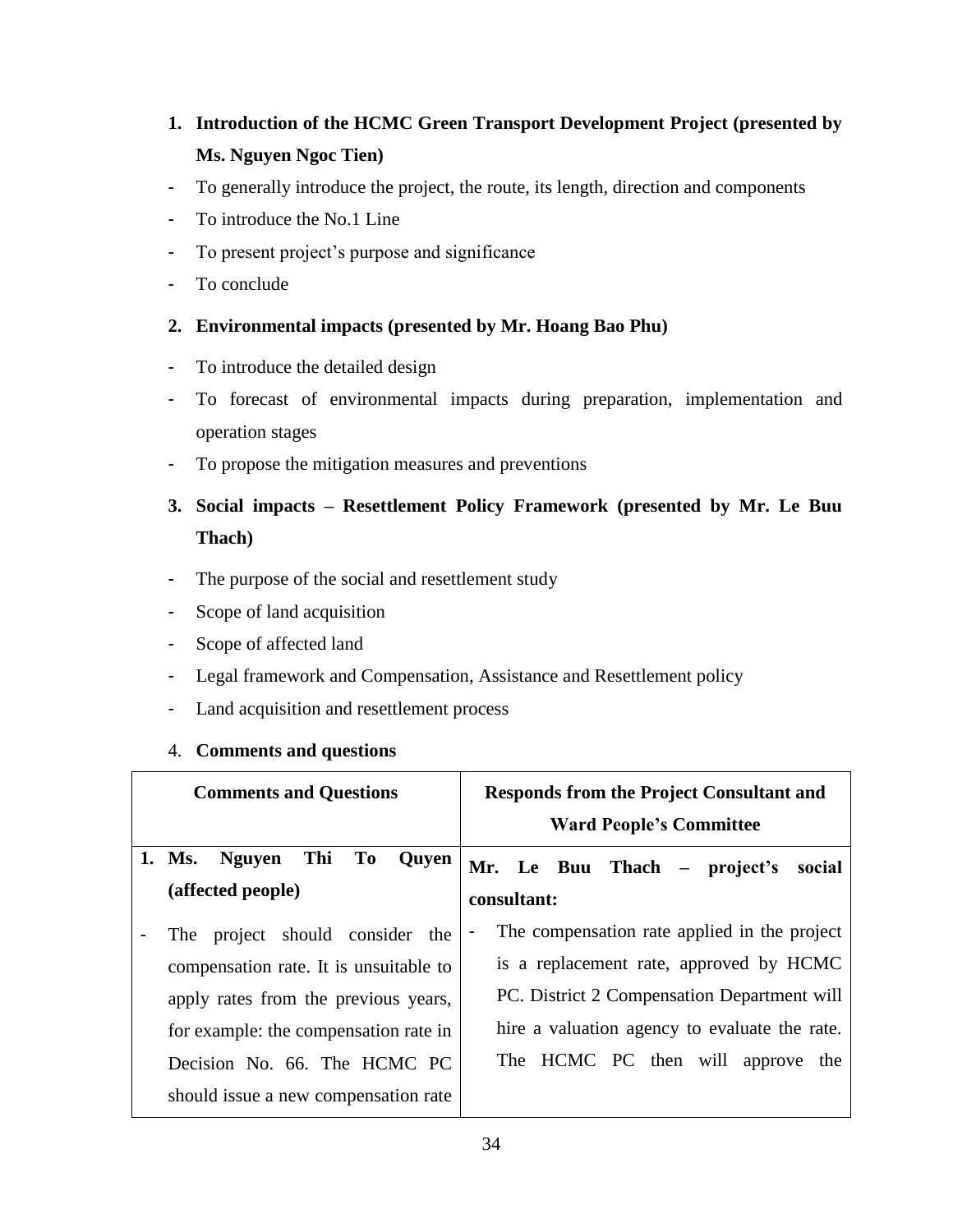1. **Introduction of the HCMC Green Transport Development Project (presented by Ms. Nguyen Ngoc Tien)**

- To generally introduce the project, the route, its length, direction and components
- To introduce the No.1 Line
- To present project's purpose and significance
- To conclude

2. **Environmental impacts (presented by Mr. Hoang Bao Phu)**

- To introduce the detailed design
- To forecast of environmental impacts during preparation, implementation and operation stages
- To propose the mitigation measures and preventions

3. **Social impacts – Resettlement Policy Framework (presented by Mr. Le Buu Thach)**

- The purpose of the social and resettlement study
- Scope of land acquisition
- Scope of affected land
- Legal framework and Compensation, Assistance and Resettlement policy
- Land acquisition and resettlement process

4. **Comments and questions**

| **Comments and Questions** | **Responds from the Project Consultant and Ward People's Committee** |
|---|---|
| **1. Ms. Nguyen Thi To Quyen (affected people)**<br>- The project should consider the compensation rate. It is unsuitable to apply rates from the previous years, for example: the compensation rate in Decision No. 66. The HCMC PC should issue a new compensation rate | **Mr. Le Buu Thach – project's social consultant:**<br>- The compensation rate applied in the project is a replacement rate, approved by HCMC PC. District 2 Compensation Department will hire a valuation agency to evaluate the rate. The HCMC PC then will approve the |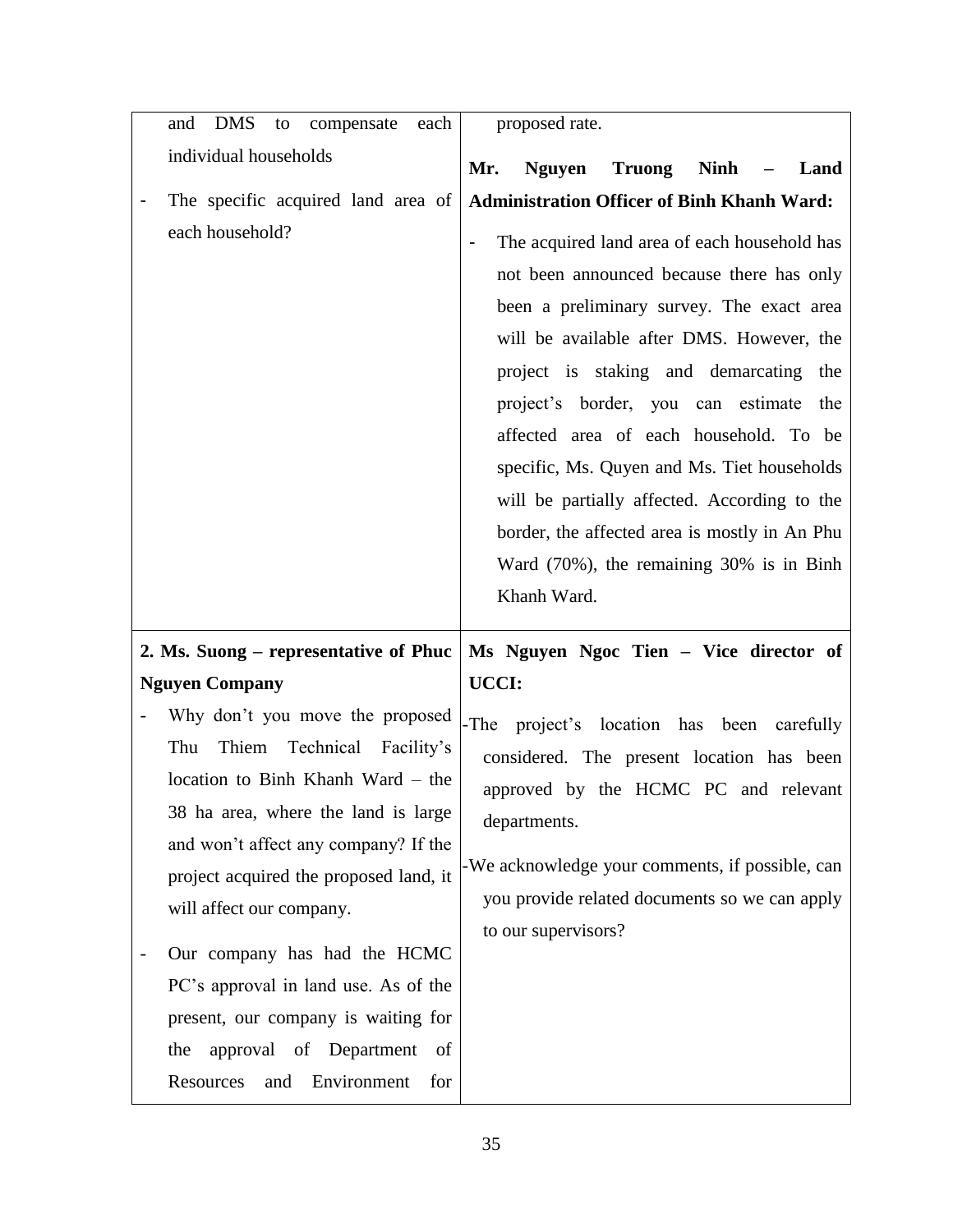| | |
|---|---|
| and DMS to compensate each individual households<br>- The specific acquired land area of each household? | proposed rate.<br>**Mr. Nguyen Truong Ninh – Land Administration Officer of Binh Khanh Ward:**<br>- The acquired land area of each household has not been announced because there has only been a preliminary survey. The exact area will be available after DMS. However, the project is staking and demarcating the project's border, you can estimate the affected area of each household. To be specific, Ms. Quyen and Ms. Tiet households will be partially affected. According to the border, the affected area is mostly in An Phu Ward (70%), the remaining 30% is in Binh Khanh Ward. |
| **2. Ms. Suong – representative of Phuc Nguyen Company**<br>- Why don't you move the proposed Thu Thiem Technical Facility's location to Binh Khanh Ward – the 38 ha area, where the land is large and won't affect any company? If the project acquired the proposed land, it will affect our company.<br>- Our company has had the HCMC PC's approval in land use. As of the present, our company is waiting for the approval of Department of Resources and Environment for | **Ms Nguyen Ngoc Tien – Vice director of UCCI:**<br>-The project's location has been carefully considered. The present location has been approved by the HCMC PC and relevant departments.<br>-We acknowledge your comments, if possible, can you provide related documents so we can apply to our supervisors? |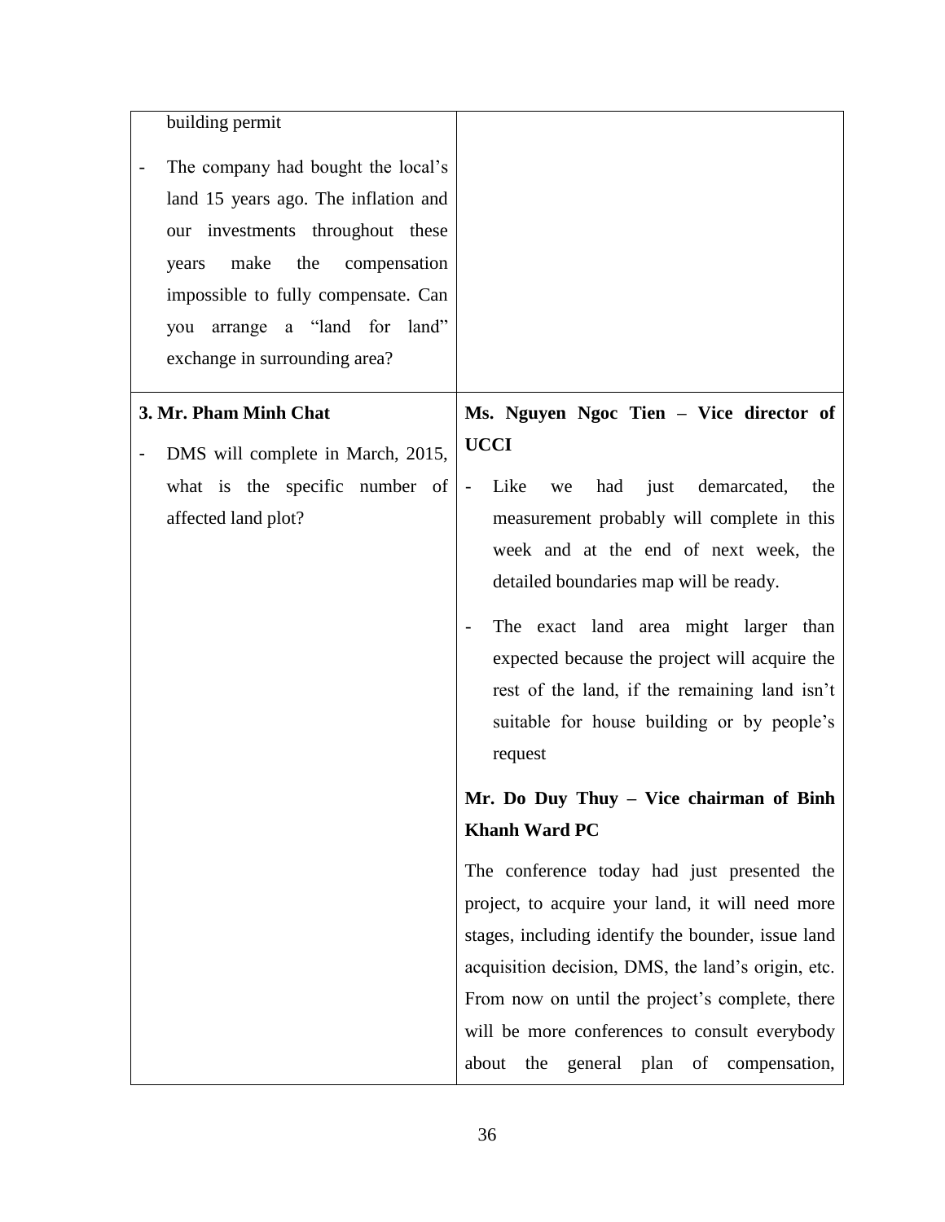| | |
|---|---|
| building permit<br><br>- The company had bought the local's land 15 years ago. The inflation and our investments throughout these years make the compensation impossible to fully compensate. Can you arrange a "land for land" exchange in surrounding area? | |
| **3. Mr. Pham Minh Chat**<br><br>- DMS will complete in March, 2015, what is the specific number of affected land plot? | **Ms. Nguyen Ngoc Tien – Vice director of UCCI**<br><br>- Like we had just demarcated, the measurement probably will complete in this week and at the end of next week, the detailed boundaries map will be ready.<br><br>- The exact land area might larger than expected because the project will acquire the rest of the land, if the remaining land isn't suitable for house building or by people's request<br><br>**Mr. Do Duy Thuy – Vice chairman of Binh Khanh Ward PC**<br><br>The conference today had just presented the project, to acquire your land, it will need more stages, including identify the bounder, issue land acquisition decision, DMS, the land's origin, etc. From now on until the project's complete, there will be more conferences to consult everybody about the general plan of compensation, |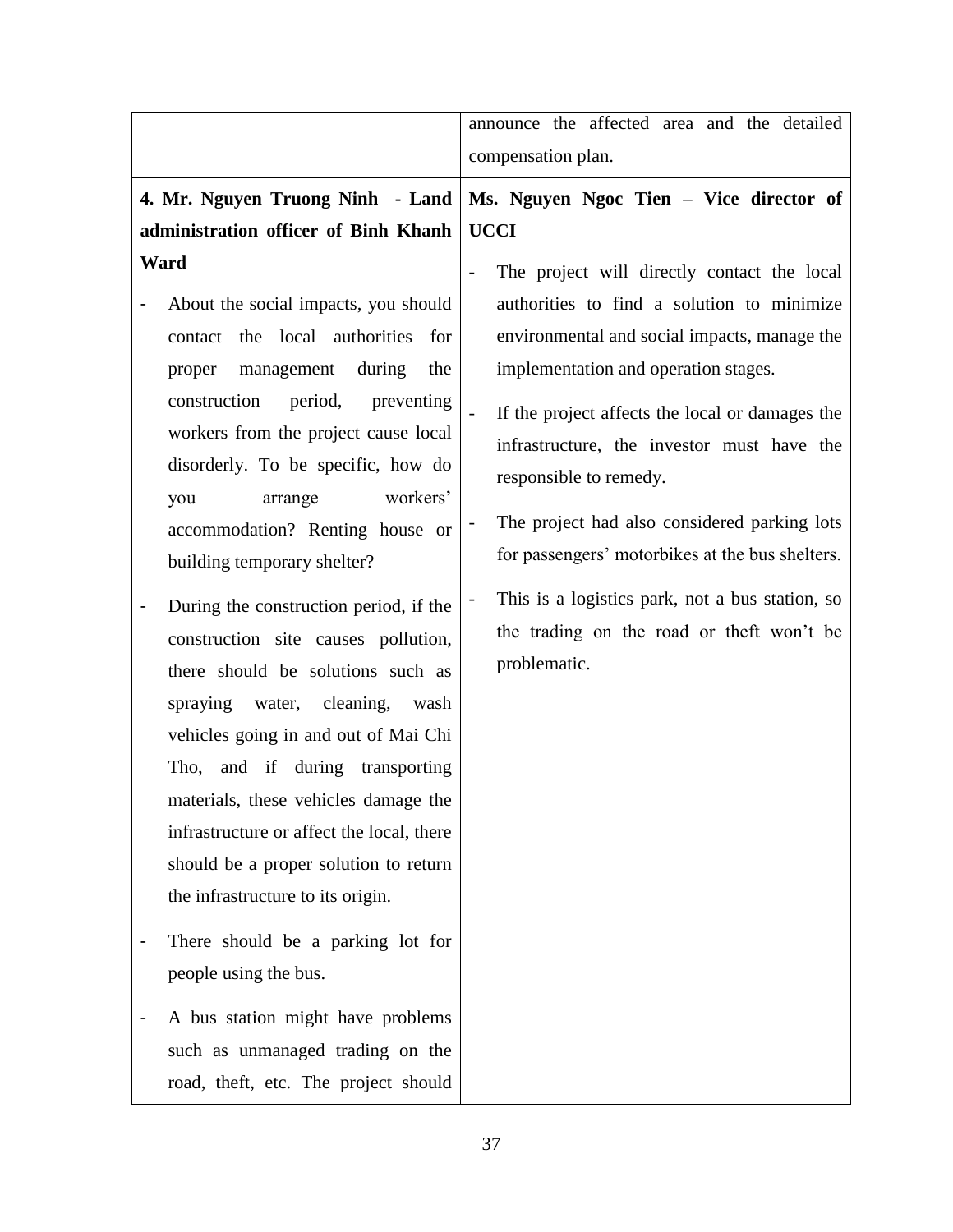| | |
|---|---|
| | announce the affected area and the detailed compensation plan. |
| **4. Mr. Nguyen Truong Ninh - Land administration officer of Binh Khanh Ward**<br><br>- About the social impacts, you should contact the local authorities for proper management during the construction period, preventing workers from the project cause local disorderly. To be specific, how do you arrange workers' accommodation? Renting house or building temporary shelter?<br><br>- During the construction period, if the construction site causes pollution, there should be solutions such as spraying water, cleaning, wash vehicles going in and out of Mai Chi Tho, and if during transporting materials, these vehicles damage the infrastructure or affect the local, there should be a proper solution to return the infrastructure to its origin.<br><br>- There should be a parking lot for people using the bus.<br><br>- A bus station might have problems such as unmanaged trading on the road, theft, etc. The project should | **Ms. Nguyen Ngoc Tien – Vice director of UCCI**<br><br>- The project will directly contact the local authorities to find a solution to minimize environmental and social impacts, manage the implementation and operation stages.<br><br>- If the project affects the local or damages the infrastructure, the investor must have the responsible to remedy.<br><br>- The project had also considered parking lots for passengers' motorbikes at the bus shelters.<br><br>- This is a logistics park, not a bus station, so the trading on the road or theft won't be problematic. |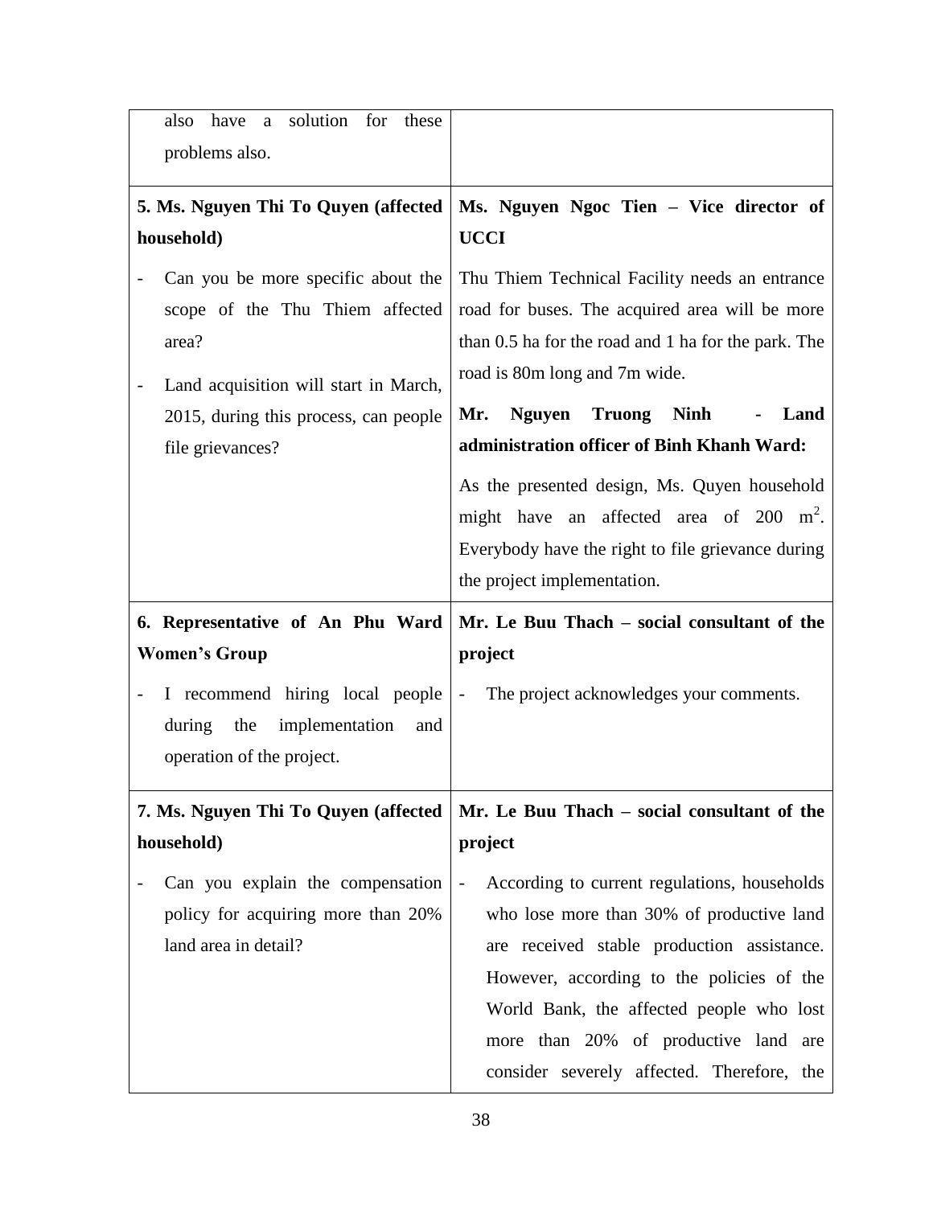| | |
|---|---|
| also have a solution for these problems also. | |
| **5. Ms. Nguyen Thi To Quyen (affected household)**<br><br>- Can you be more specific about the scope of the Thu Thiem affected area?<br>- Land acquisition will start in March, 2015, during this process, can people file grievances? | **Ms. Nguyen Ngoc Tien – Vice director of UCCI**<br><br>Thu Thiem Technical Facility needs an entrance road for buses. The acquired area will be more than 0.5 ha for the road and 1 ha for the park. The road is 80m long and 7m wide.<br><br>**Mr. Nguyen Truong Ninh - Land administration officer of Binh Khanh Ward:**<br><br>As the presented design, Ms. Quyen household might have an affected area of 200 $m^2$. Everybody have the right to file grievance during the project implementation. |
| **6. Representative of An Phu Ward Women's Group**<br><br>- I recommend hiring local people during the implementation and operation of the project. | **Mr. Le Buu Thach – social consultant of the project**<br><br>- The project acknowledges your comments. |
| **7. Ms. Nguyen Thi To Quyen (affected household)**<br><br>- Can you explain the compensation policy for acquiring more than 20% land area in detail? | **Mr. Le Buu Thach – social consultant of the project**<br><br>- According to current regulations, households who lose more than 30% of productive land are received stable production assistance. However, according to the policies of the World Bank, the affected people who lost more than 20% of productive land are consider severely affected. Therefore, the |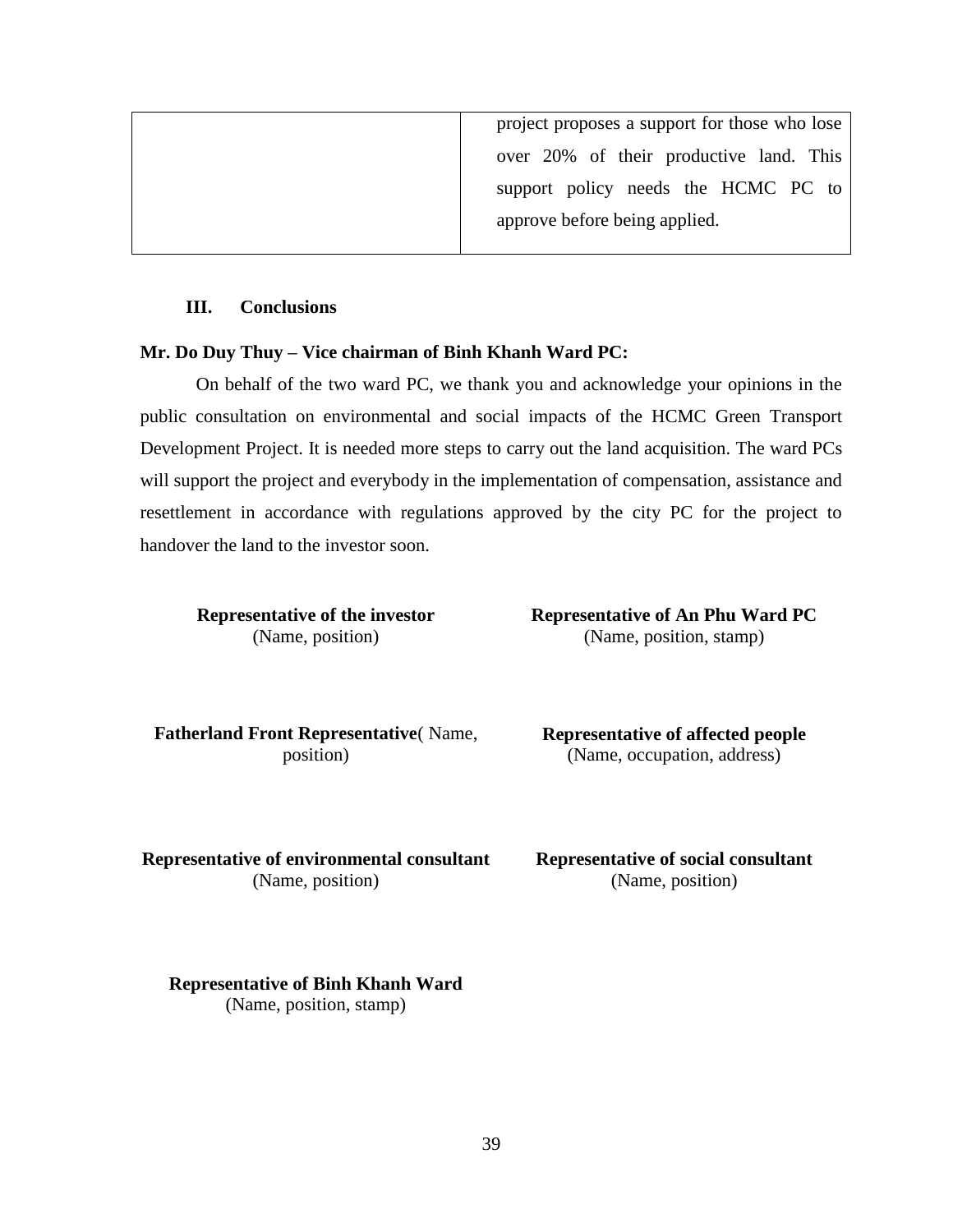| | |
|---|---|
| | project proposes a support for those who lose over 20% of their productive land. This support policy needs the HCMC PC to approve before being applied. |

### III. Conclusions

**Mr. Do Duy Thuy – Vice chairman of Binh Khanh Ward PC:**

On behalf of the two ward PC, we thank you and acknowledge your opinions in the public consultation on environmental and social impacts of the HCMC Green Transport Development Project. It is needed more steps to carry out the land acquisition. The ward PCs will support the project and everybody in the implementation of compensation, assistance and resettlement in accordance with regulations approved by the city PC for the project to handover the land to the investor soon.

**Representative of the investor**
(Name, position)

**Representative of An Phu Ward PC**
(Name, position, stamp)

**Fatherland Front Representative**( Name, position)

**Representative of affected people**
(Name, occupation, address)

**Representative of environmental consultant**
(Name, position)

**Representative of social consultant**
(Name, position)

**Representative of Binh Khanh Ward**
(Name, position, stamp)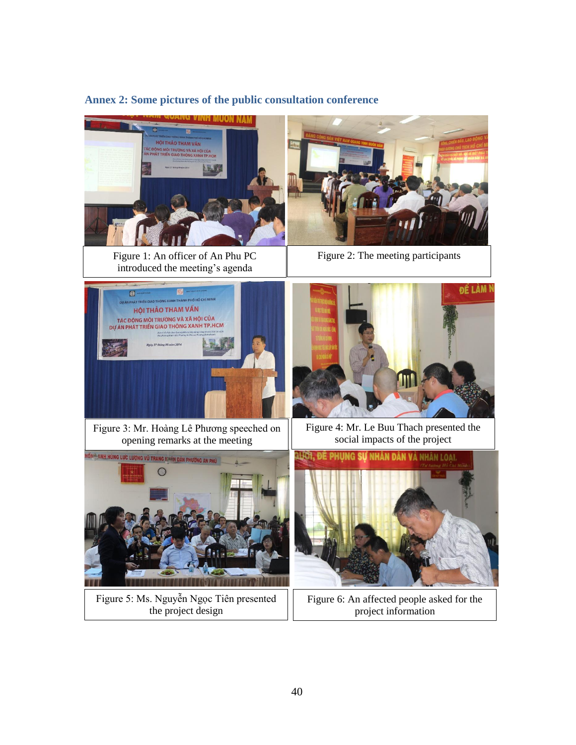## Annex 2: Some pictures of the public consultation conference

| | |
|---|---|
| Figure 1: An officer of An Phu PC introduced the meeting's agenda | Figure 2: The meeting participants |
| Figure 3: Mr. Hoàng Lê Phương speeched on opening remarks at the meeting | Figure 4: Mr. Le Buu Thach presented the social impacts of the project |
| Figure 5: Ms. Nguyễn Ngọc Tiên presented the project design | Figure 6: An affected people asked for the project information |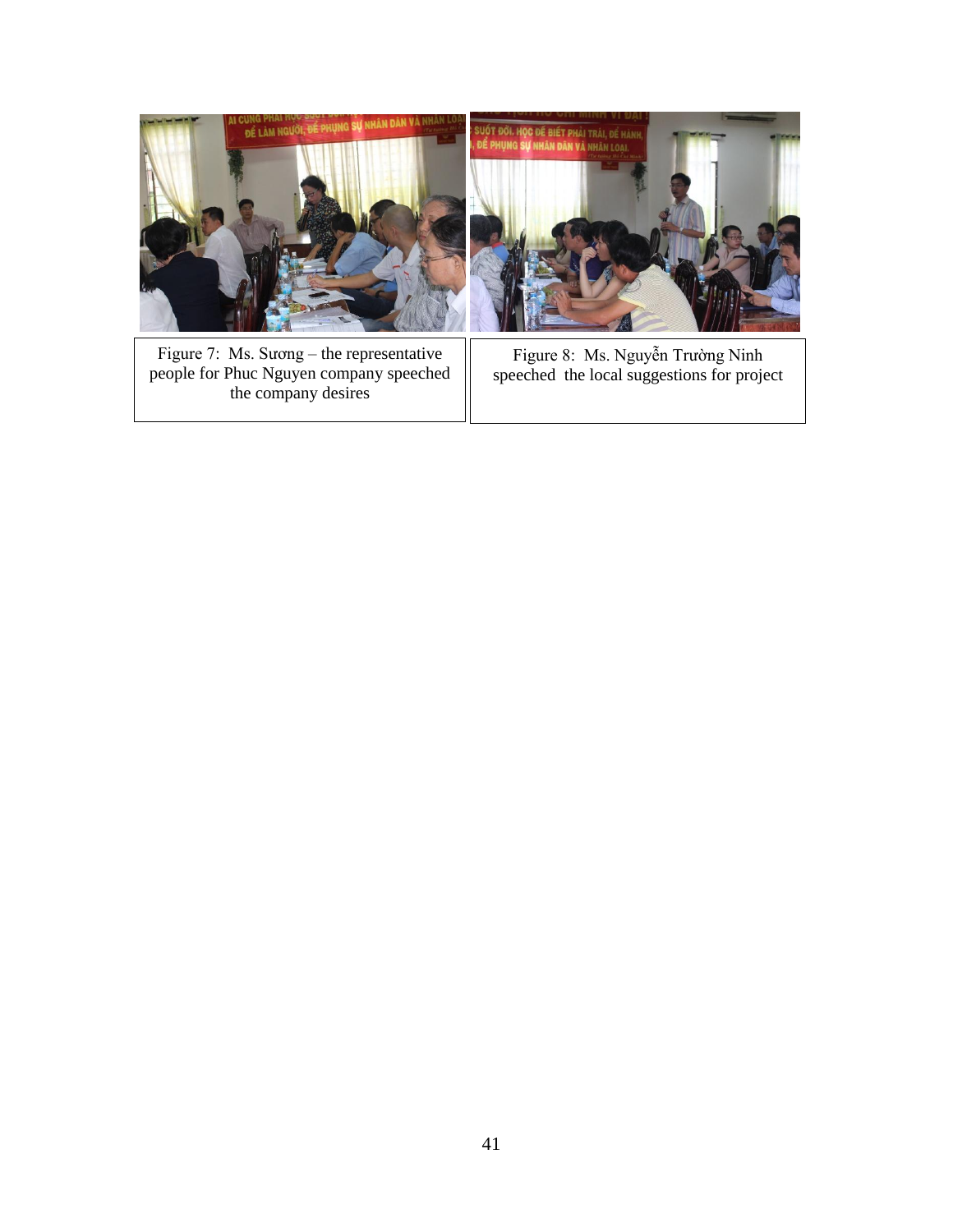Figure 7: Ms. Sương – the representative people for Phuc Nguyen company speeched the company desires

Figure 8: Ms. Nguyễn Trường Ninh speeched the local suggestions for project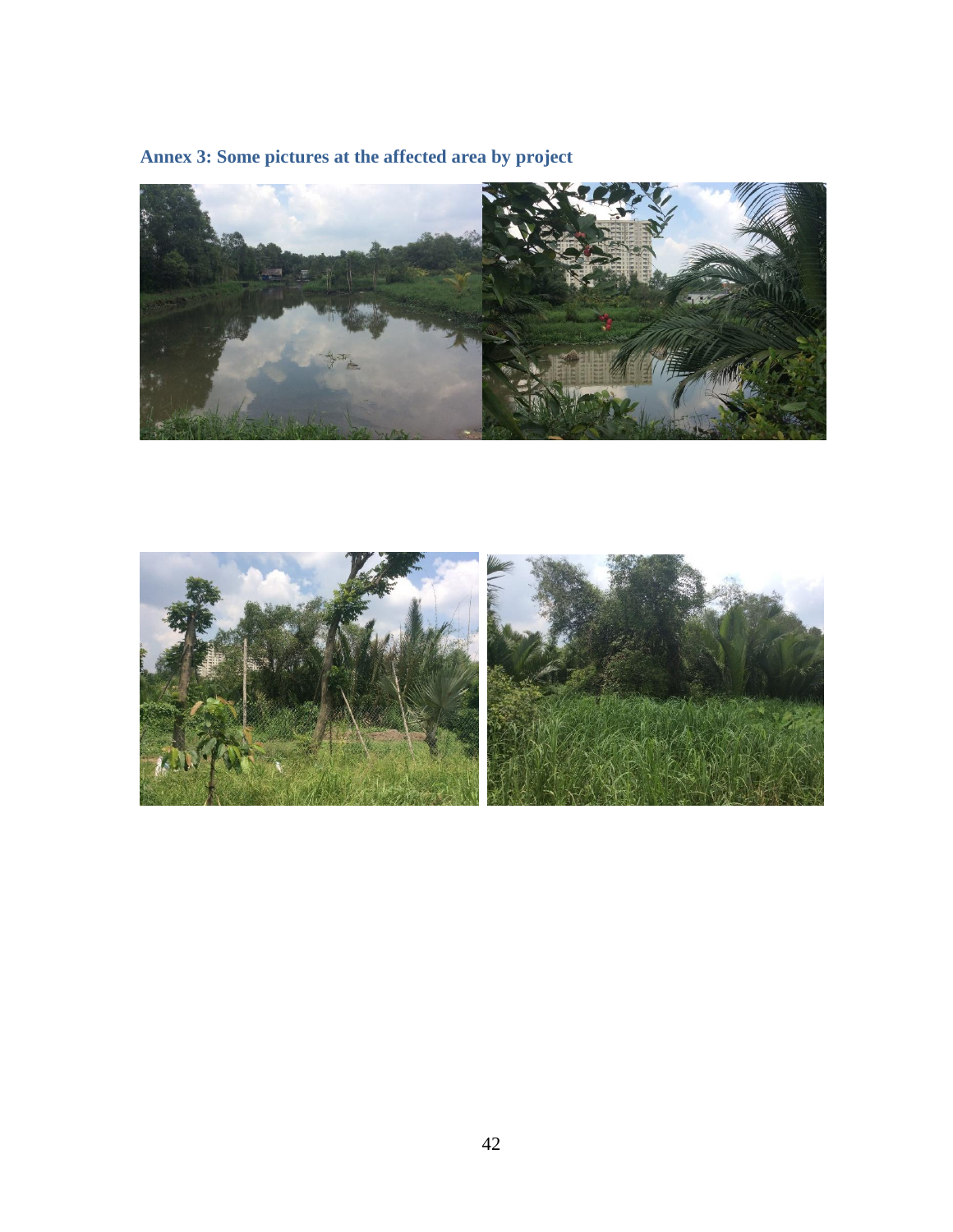**Annex 3: Some pictures at the affected area by project**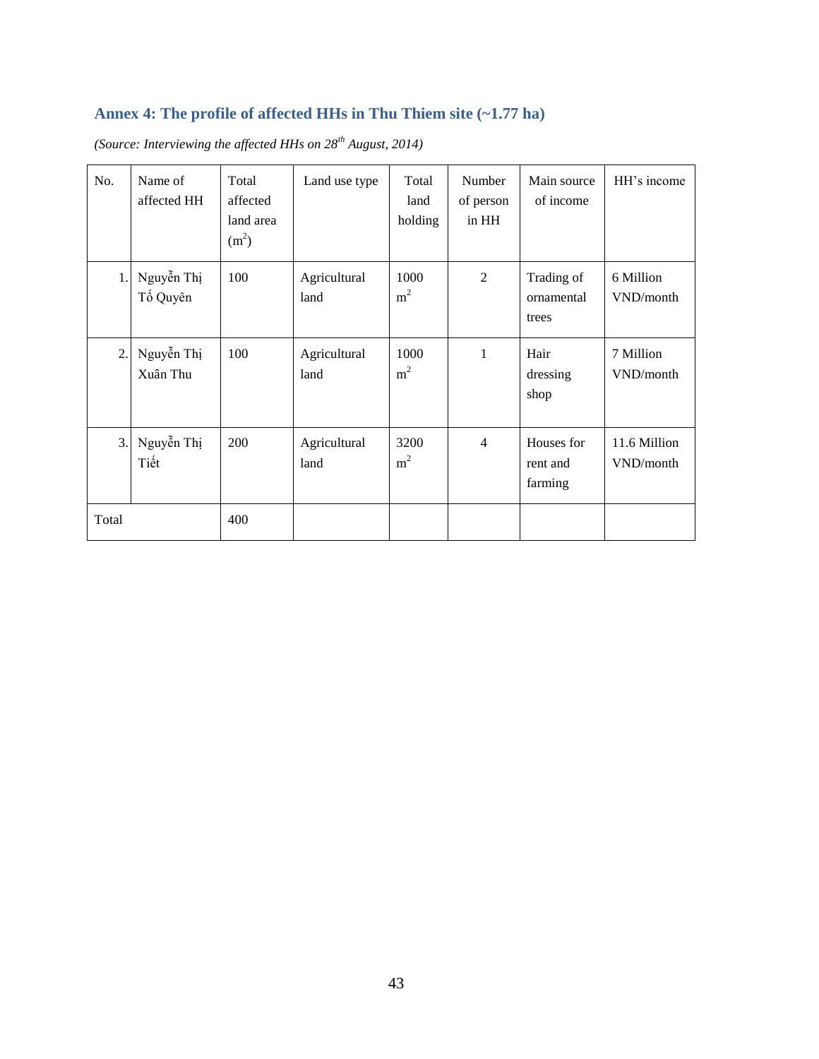## Annex 4: The profile of affected HHs in Thu Thiem site (~1.77 ha)

*(Source: Interviewing the affected HHs on 28th August, 2014)*

| No. | Name of affected HH | Total affected land area ($m^2$) | Land use type | Total land holding | Number of person in HH | Main source of income | HH's income |
|---|---|---|---|---|---|---|---|
| 1. | Nguyễn Thị Tố Quyên | 100 | Agricultural land | 1000 $m^2$ | 2 | Trading of ornamental trees | 6 Million VND/month |
| 2. | Nguyễn Thị Xuân Thu | 100 | Agricultural land | 1000 $m^2$ | 1 | Hair dressing shop | 7 Million VND/month |
| 3. | Nguyễn Thị Tiết | 200 | Agricultural land | 3200 $m^2$ | 4 | Houses for rent and farming | 11.6 Million VND/month |
| Total | | 400 | | | | | |